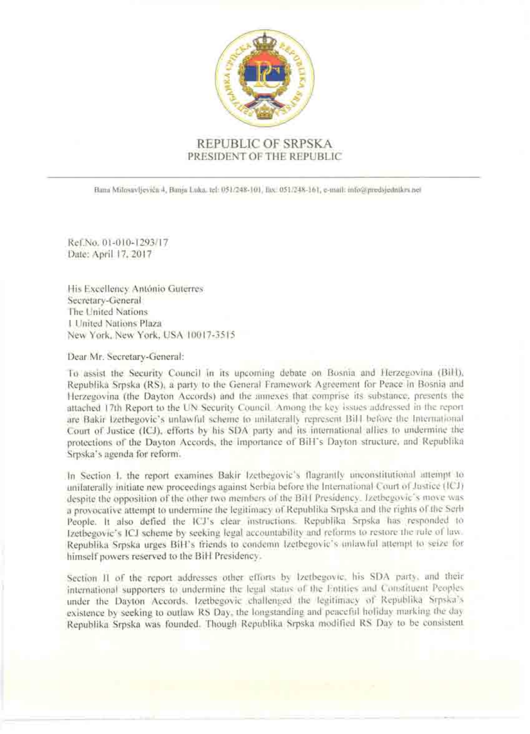# REPUBLIC OF SRPSKA
## PRESIDENT OF THE REPUBLIC

Bana Milosavljevića 4, Banja Luka, tel: 051/248-101, fax: 051/248-161, e-mail: info@predsjednikrs.net

Ref.No. 01-010-1293/17
Date: April 17, 2017

His Excellency António Guterres
Secretary-General
The United Nations
1 United Nations Plaza
New York, New York, USA 10017-3515

Dear Mr. Secretary-General:

To assist the Security Council in its upcoming debate on Bosnia and Herzegovina (BiH), Republika Srpska (RS), a party to the General Framework Agreement for Peace in Bosnia and Herzegovina (the Dayton Accords) and the annexes that comprise its substance, presents the attached 17th Report to the UN Security Council. Among the key issues addressed in the report are Bakir Izetbegovic's unlawful scheme to unilaterally represent BiH before the International Court of Justice (ICJ), efforts by his SDA party and its international allies to undermine the protections of the Dayton Accords, the importance of BiH's Dayton structure, and Republika Srpska's agenda for reform.

In Section I, the report examines Bakir Izetbegovic's flagrantly unconstitutional attempt to unilaterally initiate new proceedings against Serbia before the International Court of Justice (ICJ) despite the opposition of the other two members of the BiH Presidency. Izetbegovic's move was a provocative attempt to undermine the legitimacy of Republika Srpska and the rights of the Serb People. It also defied the ICJ's clear instructions. Republika Srpska has responded to Izetbegovic's ICJ scheme by seeking legal accountability and reforms to restore the rule of law. Republika Srpska urges BiH's friends to condemn Izetbegovic's unlawful attempt to seize for himself powers reserved to the BiH Presidency.

Section II of the report addresses other efforts by Izetbegovic, his SDA party, and their international supporters to undermine the legal status of the Entities and Constituent Peoples under the Dayton Accords. Izetbegovic challenged the legitimacy of Republika Srpska's existence by seeking to outlaw RS Day, the longstanding and peaceful holiday marking the day Republika Srpska was founded. Though Republika Srpska modified RS Day to be consistent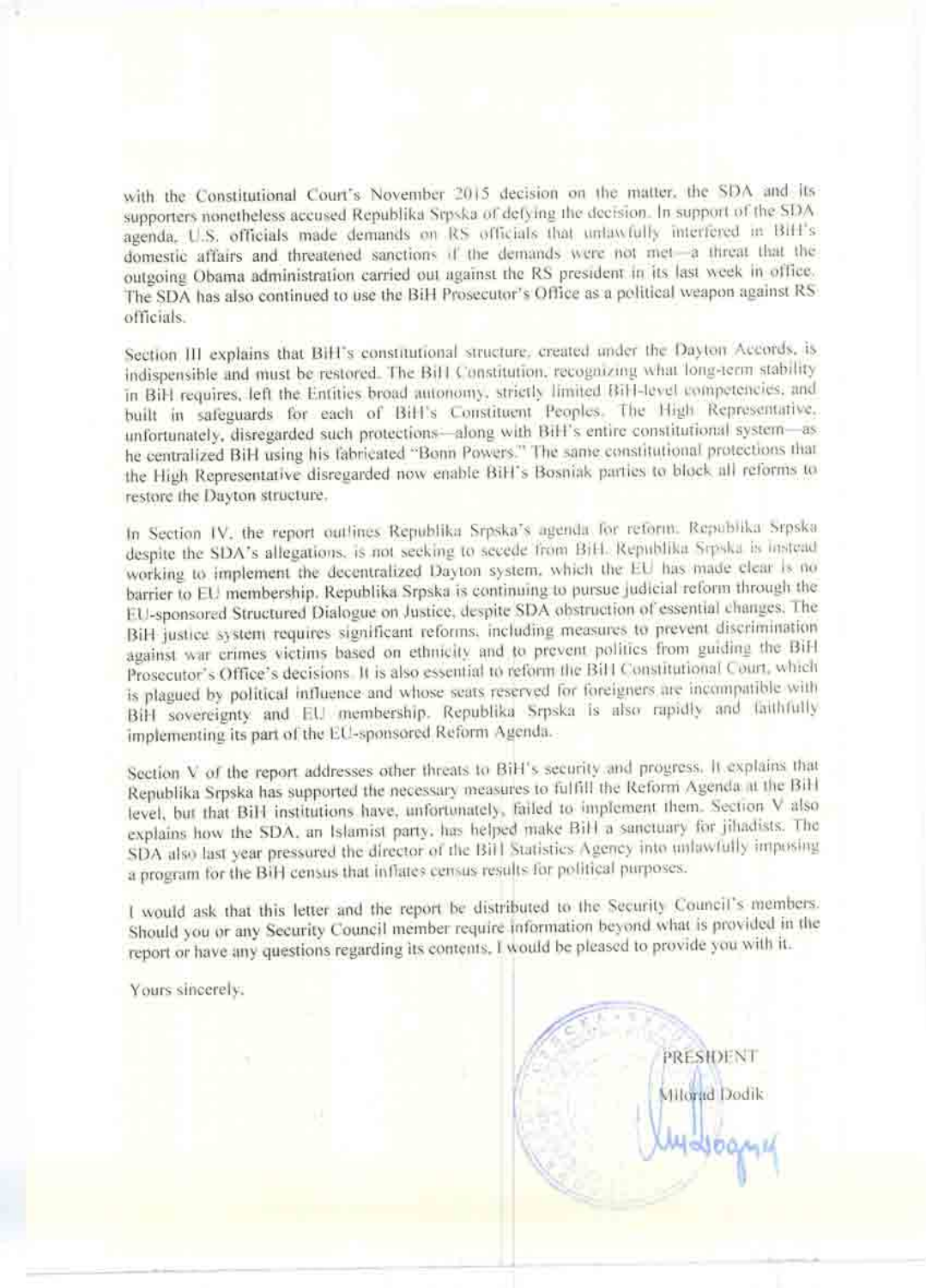with the Constitutional Court's November 2015 decision on the matter, the SDA and its supporters nonetheless accused Republika Srpska of defying the decision. In support of the SDA agenda, U.S. officials made demands on RS officials that unlawfully interfered in BiH's domestic affairs and threatened sanctions if the demands were not met—a threat that the outgoing Obama administration carried out against the RS president in its last week in office. The SDA has also continued to use the BiH Prosecutor's Office as a political weapon against RS officials.

Section III explains that BiH's constitutional structure, created under the Dayton Accords, is indispensible and must be restored. The BiH Constitution, recognizing what long-term stability in BiH requires, left the Entities broad autonomy, strictly limited BiH-level competencies, and built in safeguards for each of BiH's Constituent Peoples. The High Representative, unfortunately, disregarded such protections—along with BiH's entire constitutional system—as he centralized BiH using his fabricated "Bonn Powers." The same constitutional protections that the High Representative disregarded now enable BiH's Bosniak parties to block all reforms to restore the Dayton structure.

In Section IV, the report outlines Republika Srpska's agenda for reform. Republika Srpska despite the SDA's allegations, is not seeking to secede from BiH. Republika Srpska is instead working to implement the decentralized Dayton system, which the EU has made clear is no barrier to EU membership. Republika Srpska is continuing to pursue judicial reform through the EU-sponsored Structured Dialogue on Justice, despite SDA obstruction of essential changes. The BiH justice system requires significant reforms, including measures to prevent discrimination against war crimes victims based on ethnicity and to prevent politics from guiding the BiH Prosecutor's Office's decisions. It is also essential to reform the BiH Constitutional Court, which is plagued by political influence and whose seats reserved for foreigners are incompatible with BiH sovereignty and EU membership. Republika Srpska is also rapidly and faithfully implementing its part of the EU-sponsored Reform Agenda.

Section V of the report addresses other threats to BiH's security and progress. It explains that Republika Srpska has supported the necessary measures to fulfill the Reform Agenda at the BiH level, but that BiH institutions have, unfortunately, failed to implement them. Section V also explains how the SDA, an Islamist party, has helped make BiH a sanctuary for jihadists. The SDA also last year pressured the director of the BiH Statistics Agency into unlawfully imposing a program for the BiH census that inflates census results for political purposes.

I would ask that this letter and the report be distributed to the Security Council's members. Should you or any Security Council member require information beyond what is provided in the report or have any questions regarding its contents, I would be pleased to provide you with it.

Yours sincerely,

PRESIDENT

Milorad Dodik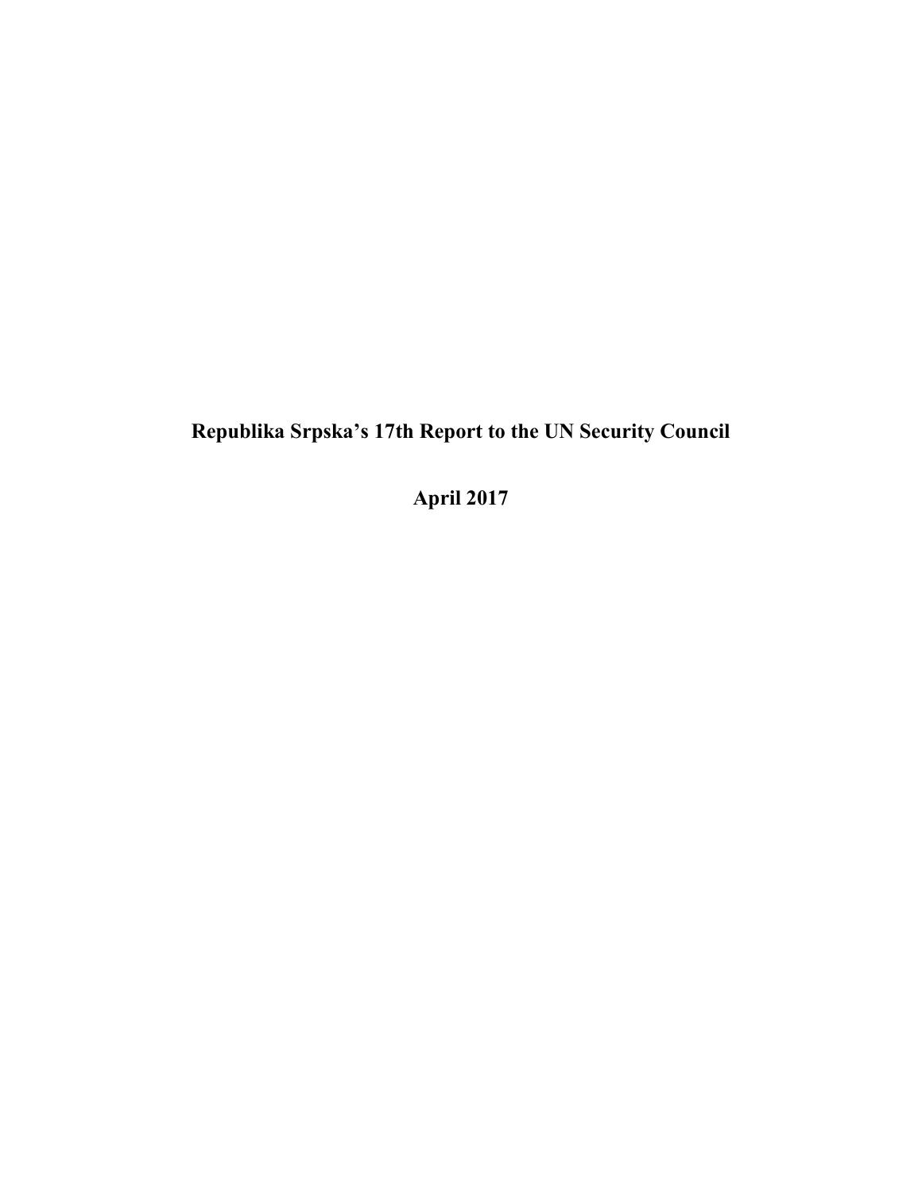# Republika Srpska's 17th Report to the UN Security Council

# April 2017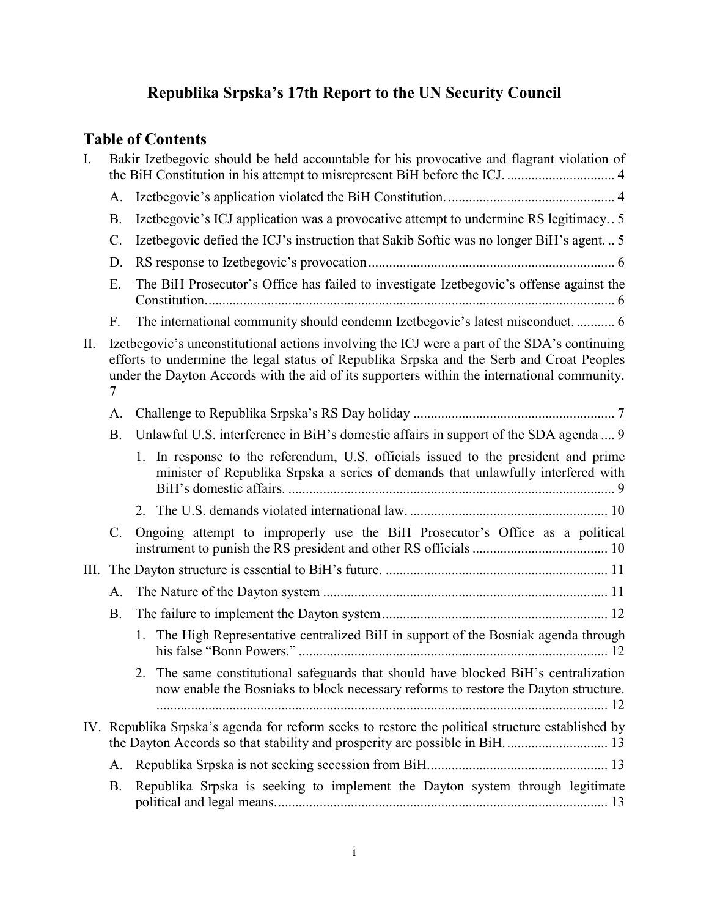# Republika Srpska's 17th Report to the UN Security Council

## Table of Contents

I. Bakir Izetbegovic should be held accountable for his provocative and flagrant violation of the BiH Constitution in his attempt to misrepresent BiH before the ICJ. ............................... 4

- A. Izetbegovic's application violated the BiH Constitution. ................................................ 4
- B. Izetbegovic's ICJ application was a provocative attempt to undermine RS legitimacy. . 5
- C. Izetbegovic defied the ICJ's instruction that Sakib Softic was no longer BiH's agent. .. 5
- D. RS response to Izetbegovic's provocation ....................................................................... 6
- E. The BiH Prosecutor's Office has failed to investigate Izetbegovic's offense against the Constitution. .................................................................................................................... 6
- F. The international community should condemn Izetbegovic's latest misconduct. ........... 6

II. Izetbegovic's unconstitutional actions involving the ICJ were a part of the SDA's continuing efforts to undermine the legal status of Republika Srpska and the Serb and Croat Peoples under the Dayton Accords with the aid of its supporters within the international community. 7

- A. Challenge to Republika Srpska's RS Day holiday .......................................................... 7
- B. Unlawful U.S. interference in BiH's domestic affairs in support of the SDA agenda .... 9
  1. In response to the referendum, U.S. officials issued to the president and prime minister of Republika Srpska a series of demands that unlawfully interfered with BiH's domestic affairs. ............................................................................................. 9
  2. The U.S. demands violated international law. ......................................................... 10
- C. Ongoing attempt to improperly use the BiH Prosecutor's Office as a political instrument to punish the RS president and other RS officials ....................................... 10

III. The Dayton structure is essential to BiH's future. ................................................................ 11

- A. The Nature of the Dayton system .................................................................................. 11
- B. The failure to implement the Dayton system ................................................................. 12
  1. The High Representative centralized BiH in support of the Bosniak agenda through his false "Bonn Powers." ......................................................................................... 12
  2. The same constitutional safeguards that should have blocked BiH's centralization now enable the Bosniaks to block necessary reforms to restore the Dayton structure. .................................................................................................................................. 12

IV. Republika Srpska's agenda for reform seeks to restore the political structure established by the Dayton Accords so that stability and prosperity are possible in BiH. ............................ 13

- A. Republika Srpska is not seeking secession from BiH. ................................................... 13
- B. Republika Srpska is seeking to implement the Dayton system through legitimate political and legal means. .............................................................................................. 13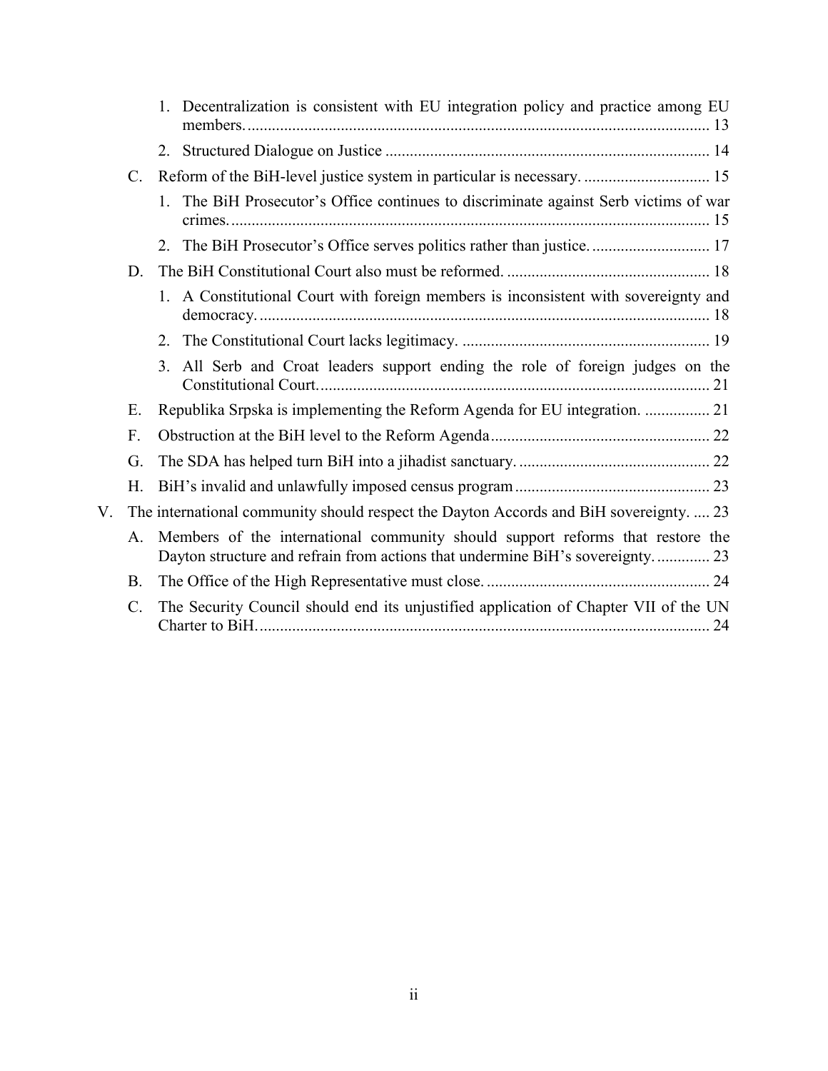1. Decentralization is consistent with EU integration policy and practice among EU members. .......... 13
2. Structured Dialogue on Justice .......... 14

C. Reform of the BiH-level justice system in particular is necessary. .......... 15

1. The BiH Prosecutor's Office continues to discriminate against Serb victims of war crimes. .......... 15
2. The BiH Prosecutor's Office serves politics rather than justice. .......... 17

D. The BiH Constitutional Court also must be reformed. .......... 18

1. A Constitutional Court with foreign members is inconsistent with sovereignty and democracy. .......... 18
2. The Constitutional Court lacks legitimacy. .......... 19
3. All Serb and Croat leaders support ending the role of foreign judges on the Constitutional Court. .......... 21

E. Republika Srpska is implementing the Reform Agenda for EU integration. .......... 21

F. Obstruction at the BiH level to the Reform Agenda .......... 22

G. The SDA has helped turn BiH into a jihadist sanctuary. .......... 22

H. BiH's invalid and unlawfully imposed census program .......... 23

V. The international community should respect the Dayton Accords and BiH sovereignty. .......... 23

A. Members of the international community should support reforms that restore the Dayton structure and refrain from actions that undermine BiH's sovereignty. .......... 23

B. The Office of the High Representative must close. .......... 24

C. The Security Council should end its unjustified application of Chapter VII of the UN Charter to BiH. .......... 24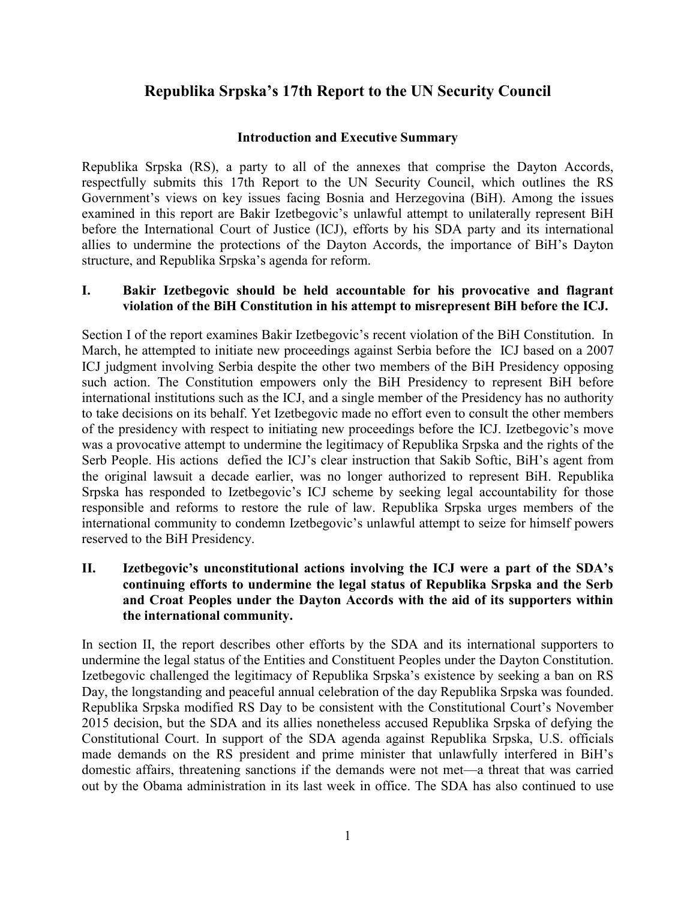# Republika Srpska's 17th Report to the UN Security Council

## Introduction and Executive Summary

Republika Srpska (RS), a party to all of the annexes that comprise the Dayton Accords, respectfully submits this 17th Report to the UN Security Council, which outlines the RS Government's views on key issues facing Bosnia and Herzegovina (BiH). Among the issues examined in this report are Bakir Izetbegovic's unlawful attempt to unilaterally represent BiH before the International Court of Justice (ICJ), efforts by his SDA party and its international allies to undermine the protections of the Dayton Accords, the importance of BiH's Dayton structure, and Republika Srpska's agenda for reform.

### I. Bakir Izetbegovic should be held accountable for his provocative and flagrant violation of the BiH Constitution in his attempt to misrepresent BiH before the ICJ.

Section I of the report examines Bakir Izetbegovic's recent violation of the BiH Constitution. In March, he attempted to initiate new proceedings against Serbia before the ICJ based on a 2007 ICJ judgment involving Serbia despite the other two members of the BiH Presidency opposing such action. The Constitution empowers only the BiH Presidency to represent BiH before international institutions such as the ICJ, and a single member of the Presidency has no authority to take decisions on its behalf. Yet Izetbegovic made no effort even to consult the other members of the presidency with respect to initiating new proceedings before the ICJ. Izetbegovic's move was a provocative attempt to undermine the legitimacy of Republika Srpska and the rights of the Serb People. His actions defied the ICJ's clear instruction that Sakib Softic, BiH's agent from the original lawsuit a decade earlier, was no longer authorized to represent BiH. Republika Srpska has responded to Izetbegovic's ICJ scheme by seeking legal accountability for those responsible and reforms to restore the rule of law. Republika Srpska urges members of the international community to condemn Izetbegovic's unlawful attempt to seize for himself powers reserved to the BiH Presidency.

### II. Izetbegovic's unconstitutional actions involving the ICJ were a part of the SDA's continuing efforts to undermine the legal status of Republika Srpska and the Serb and Croat Peoples under the Dayton Accords with the aid of its supporters within the international community.

In section II, the report describes other efforts by the SDA and its international supporters to undermine the legal status of the Entities and Constituent Peoples under the Dayton Constitution. Izetbegovic challenged the legitimacy of Republika Srpska's existence by seeking a ban on RS Day, the longstanding and peaceful annual celebration of the day Republika Srpska was founded. Republika Srpska modified RS Day to be consistent with the Constitutional Court's November 2015 decision, but the SDA and its allies nonetheless accused Republika Srpska of defying the Constitutional Court. In support of the SDA agenda against Republika Srpska, U.S. officials made demands on the RS president and prime minister that unlawfully interfered in BiH's domestic affairs, threatening sanctions if the demands were not met—a threat that was carried out by the Obama administration in its last week in office. The SDA has also continued to use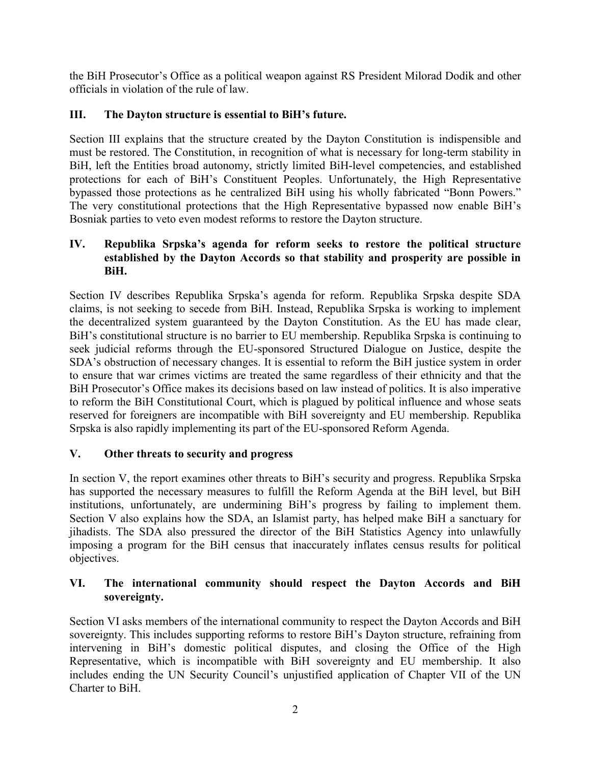the BiH Prosecutor's Office as a political weapon against RS President Milorad Dodik and other officials in violation of the rule of law.

### III. The Dayton structure is essential to BiH's future.

Section III explains that the structure created by the Dayton Constitution is indispensible and must be restored. The Constitution, in recognition of what is necessary for long-term stability in BiH, left the Entities broad autonomy, strictly limited BiH-level competencies, and established protections for each of BiH's Constituent Peoples. Unfortunately, the High Representative bypassed those protections as he centralized BiH using his wholly fabricated "Bonn Powers." The very constitutional protections that the High Representative bypassed now enable BiH's Bosniak parties to veto even modest reforms to restore the Dayton structure.

### IV. Republika Srpska's agenda for reform seeks to restore the political structure established by the Dayton Accords so that stability and prosperity are possible in BiH.

Section IV describes Republika Srpska's agenda for reform. Republika Srpska despite SDA claims, is not seeking to secede from BiH. Instead, Republika Srpska is working to implement the decentralized system guaranteed by the Dayton Constitution. As the EU has made clear, BiH's constitutional structure is no barrier to EU membership. Republika Srpska is continuing to seek judicial reforms through the EU-sponsored Structured Dialogue on Justice, despite the SDA's obstruction of necessary changes. It is essential to reform the BiH justice system in order to ensure that war crimes victims are treated the same regardless of their ethnicity and that the BiH Prosecutor's Office makes its decisions based on law instead of politics. It is also imperative to reform the BiH Constitutional Court, which is plagued by political influence and whose seats reserved for foreigners are incompatible with BiH sovereignty and EU membership. Republika Srpska is also rapidly implementing its part of the EU-sponsored Reform Agenda.

### V. Other threats to security and progress

In section V, the report examines other threats to BiH's security and progress. Republika Srpska has supported the necessary measures to fulfill the Reform Agenda at the BiH level, but BiH institutions, unfortunately, are undermining BiH's progress by failing to implement them. Section V also explains how the SDA, an Islamist party, has helped make BiH a sanctuary for jihadists. The SDA also pressured the director of the BiH Statistics Agency into unlawfully imposing a program for the BiH census that inaccurately inflates census results for political objectives.

### VI. The international community should respect the Dayton Accords and BiH sovereignty.

Section VI asks members of the international community to respect the Dayton Accords and BiH sovereignty. This includes supporting reforms to restore BiH's Dayton structure, refraining from intervening in BiH's domestic political disputes, and closing the Office of the High Representative, which is incompatible with BiH sovereignty and EU membership. It also includes ending the UN Security Council's unjustified application of Chapter VII of the UN Charter to BiH.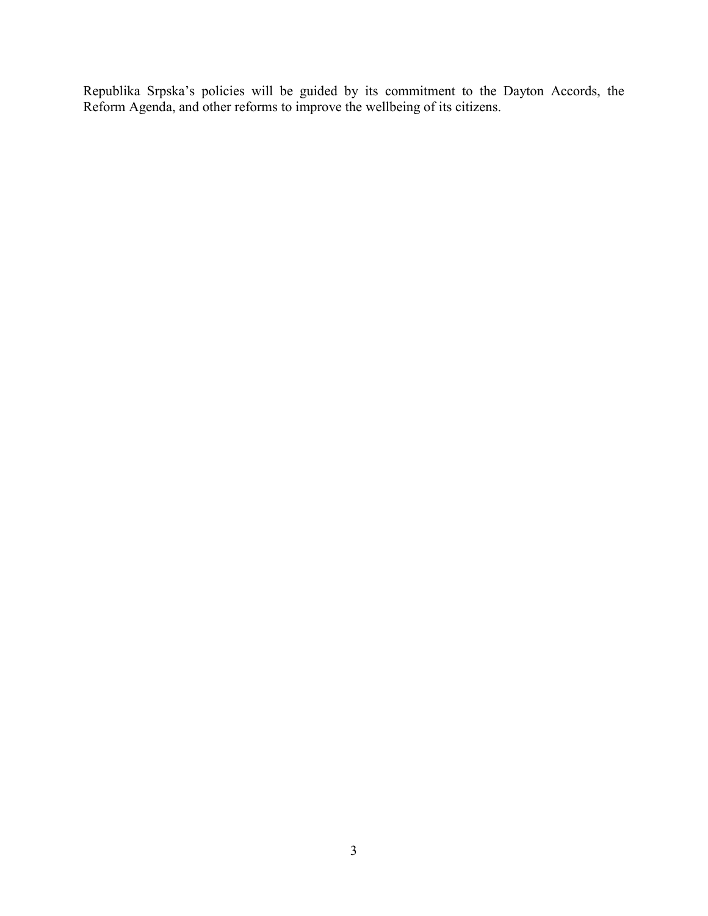Republika Srpska's policies will be guided by its commitment to the Dayton Accords, the Reform Agenda, and other reforms to improve the wellbeing of its citizens.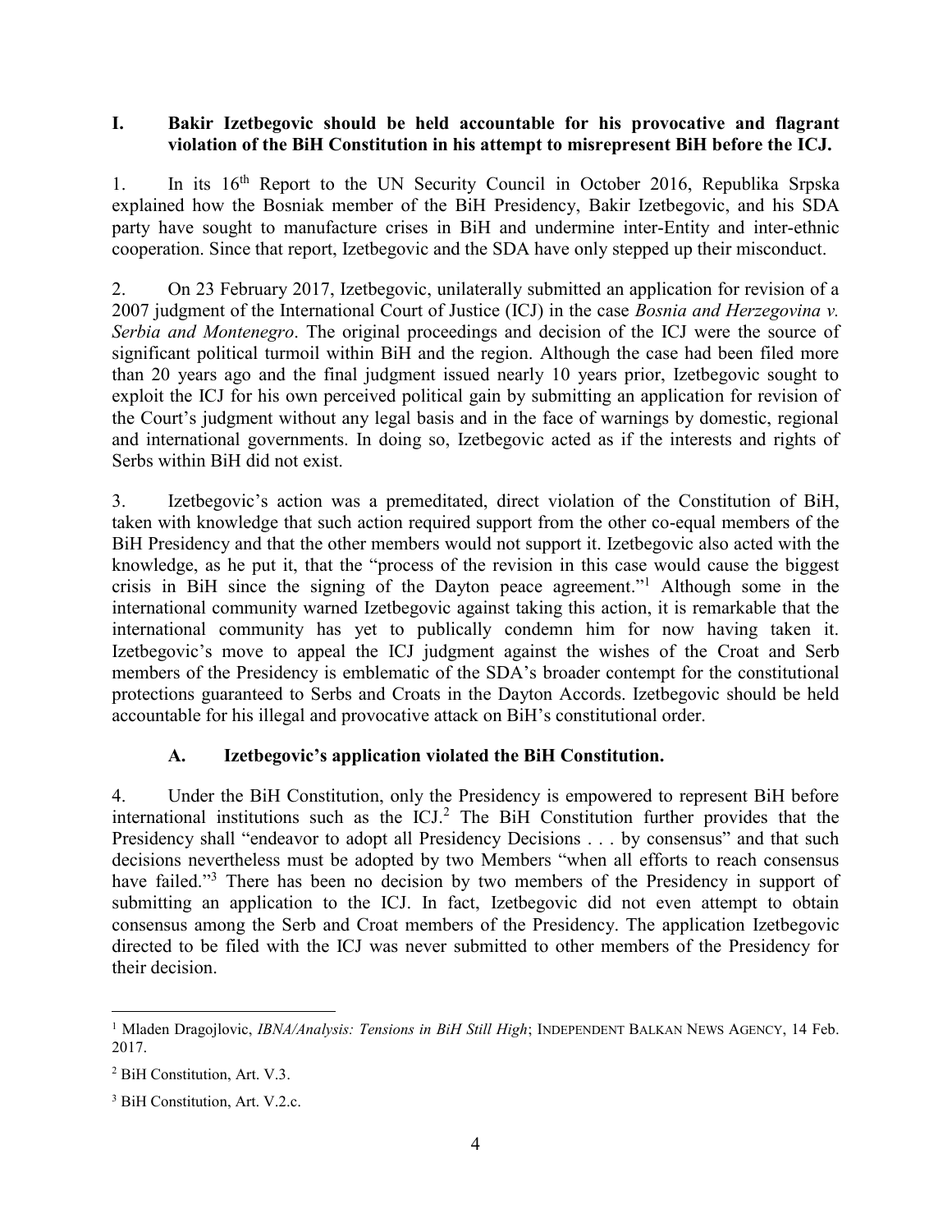## I. Bakir Izetbegovic should be held accountable for his provocative and flagrant violation of the BiH Constitution in his attempt to misrepresent BiH before the ICJ.

1. In its 16th Report to the UN Security Council in October 2016, Republika Srpska explained how the Bosniak member of the BiH Presidency, Bakir Izetbegovic, and his SDA party have sought to manufacture crises in BiH and undermine inter-Entity and inter-ethnic cooperation. Since that report, Izetbegovic and the SDA have only stepped up their misconduct.

2. On 23 February 2017, Izetbegovic, unilaterally submitted an application for revision of a 2007 judgment of the International Court of Justice (ICJ) in the case *Bosnia and Herzegovina v. Serbia and Montenegro*. The original proceedings and decision of the ICJ were the source of significant political turmoil within BiH and the region. Although the case had been filed more than 20 years ago and the final judgment issued nearly 10 years prior, Izetbegovic sought to exploit the ICJ for his own perceived political gain by submitting an application for revision of the Court's judgment without any legal basis and in the face of warnings by domestic, regional and international governments. In doing so, Izetbegovic acted as if the interests and rights of Serbs within BiH did not exist.

3. Izetbegovic's action was a premeditated, direct violation of the Constitution of BiH, taken with knowledge that such action required support from the other co-equal members of the BiH Presidency and that the other members would not support it. Izetbegovic also acted with the knowledge, as he put it, that the "process of the revision in this case would cause the biggest crisis in BiH since the signing of the Dayton peace agreement."[1] Although some in the international community warned Izetbegovic against taking this action, it is remarkable that the international community has yet to publically condemn him for now having taken it. Izetbegovic's move to appeal the ICJ judgment against the wishes of the Croat and Serb members of the Presidency is emblematic of the SDA's broader contempt for the constitutional protections guaranteed to Serbs and Croats in the Dayton Accords. Izetbegovic should be held accountable for his illegal and provocative attack on BiH's constitutional order.

### A. Izetbegovic's application violated the BiH Constitution.

4. Under the BiH Constitution, only the Presidency is empowered to represent BiH before international institutions such as the ICJ.[2] The BiH Constitution further provides that the Presidency shall "endeavor to adopt all Presidency Decisions . . . by consensus" and that such decisions nevertheless must be adopted by two Members "when all efforts to reach consensus have failed."[3] There has been no decision by two members of the Presidency in support of submitting an application to the ICJ. In fact, Izetbegovic did not even attempt to obtain consensus among the Serb and Croat members of the Presidency. The application Izetbegovic directed to be filed with the ICJ was never submitted to other members of the Presidency for their decision.

---

[1] Mladen Dragojlovic, *IBNA/Analysis: Tensions in BiH Still High*; INDEPENDENT BALKAN NEWS AGENCY, 14 Feb. 2017.

[2] BiH Constitution, Art. V.3.

[3] BiH Constitution, Art. V.2.c.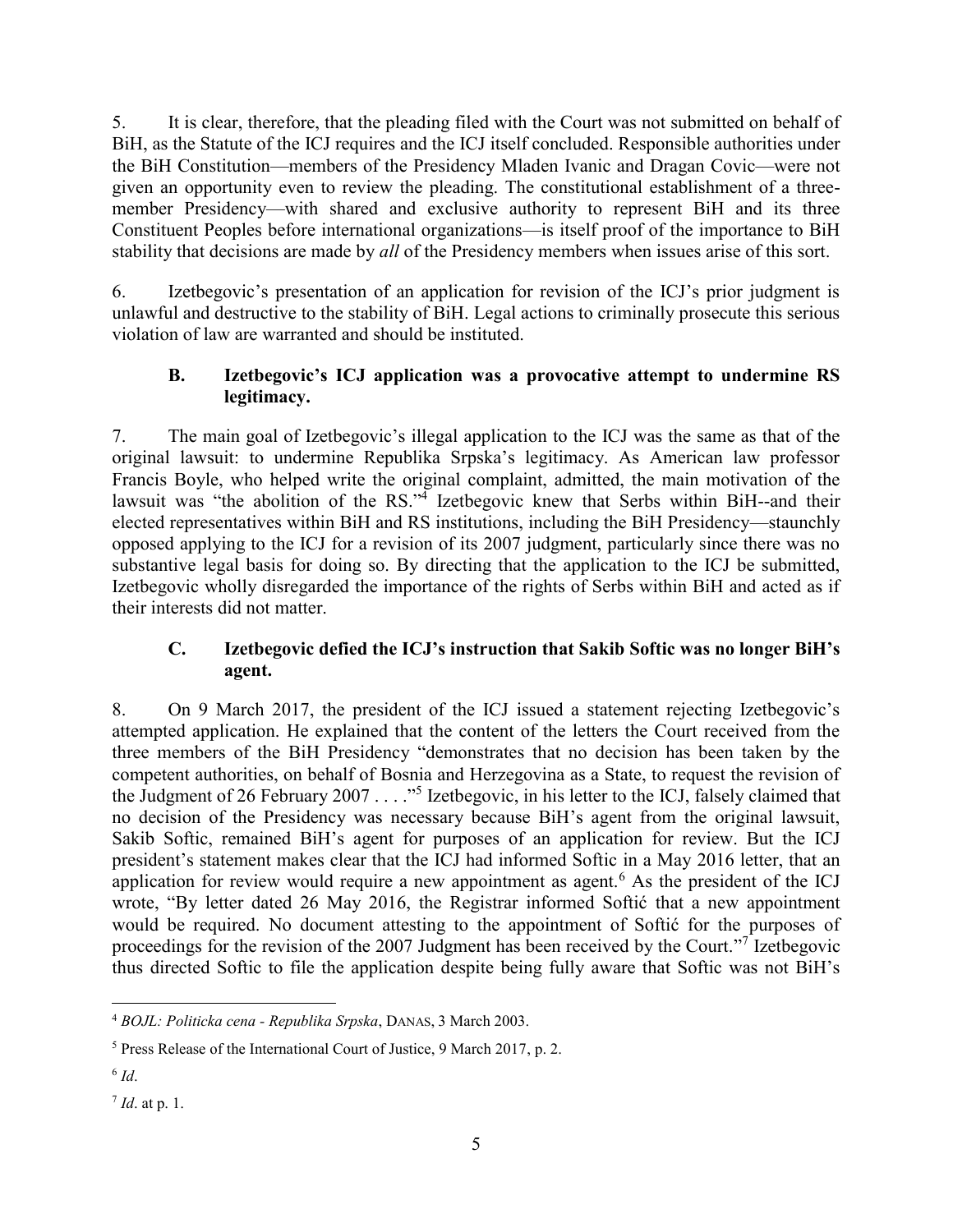5. It is clear, therefore, that the pleading filed with the Court was not submitted on behalf of BiH, as the Statute of the ICJ requires and the ICJ itself concluded. Responsible authorities under the BiH Constitution—members of the Presidency Mladen Ivanic and Dragan Covic—were not given an opportunity even to review the pleading. The constitutional establishment of a three-member Presidency—with shared and exclusive authority to represent BiH and its three Constituent Peoples before international organizations—is itself proof of the importance to BiH stability that decisions are made by *all* of the Presidency members when issues arise of this sort.

6. Izetbegovic's presentation of an application for revision of the ICJ's prior judgment is unlawful and destructive to the stability of BiH. Legal actions to criminally prosecute this serious violation of law are warranted and should be instituted.

### B. Izetbegovic's ICJ application was a provocative attempt to undermine RS legitimacy.

7. The main goal of Izetbegovic's illegal application to the ICJ was the same as that of the original lawsuit: to undermine Republika Srpska's legitimacy. As American law professor Francis Boyle, who helped write the original complaint, admitted, the main motivation of the lawsuit was "the abolition of the RS."[4] Izetbegovic knew that Serbs within BiH--and their elected representatives within BiH and RS institutions, including the BiH Presidency—staunchly opposed applying to the ICJ for a revision of its 2007 judgment, particularly since there was no substantive legal basis for doing so. By directing that the application to the ICJ be submitted, Izetbegovic wholly disregarded the importance of the rights of Serbs within BiH and acted as if their interests did not matter.

### C. Izetbegovic defied the ICJ's instruction that Sakib Softic was no longer BiH's agent.

8. On 9 March 2017, the president of the ICJ issued a statement rejecting Izetbegovic's attempted application. He explained that the content of the letters the Court received from the three members of the BiH Presidency "demonstrates that no decision has been taken by the competent authorities, on behalf of Bosnia and Herzegovina as a State, to request the revision of the Judgment of 26 February 2007 . . . ."[5] Izetbegovic, in his letter to the ICJ, falsely claimed that no decision of the Presidency was necessary because BiH's agent from the original lawsuit, Sakib Softic, remained BiH's agent for purposes of an application for review. But the ICJ president's statement makes clear that the ICJ had informed Softic in a May 2016 letter, that an application for review would require a new appointment as agent.[6] As the president of the ICJ wrote, "By letter dated 26 May 2016, the Registrar informed Softić that a new appointment would be required. No document attesting to the appointment of Softić for the purposes of proceedings for the revision of the 2007 Judgment has been received by the Court."[7] Izetbegovic thus directed Softic to file the application despite being fully aware that Softic was not BiH's

---

[4] *BOJL: Politicka cena - Republika Srpska*, DANAS, 3 March 2003.

[5] Press Release of the International Court of Justice, 9 March 2017, p. 2.

[6] *Id*.

[7] *Id*. at p. 1.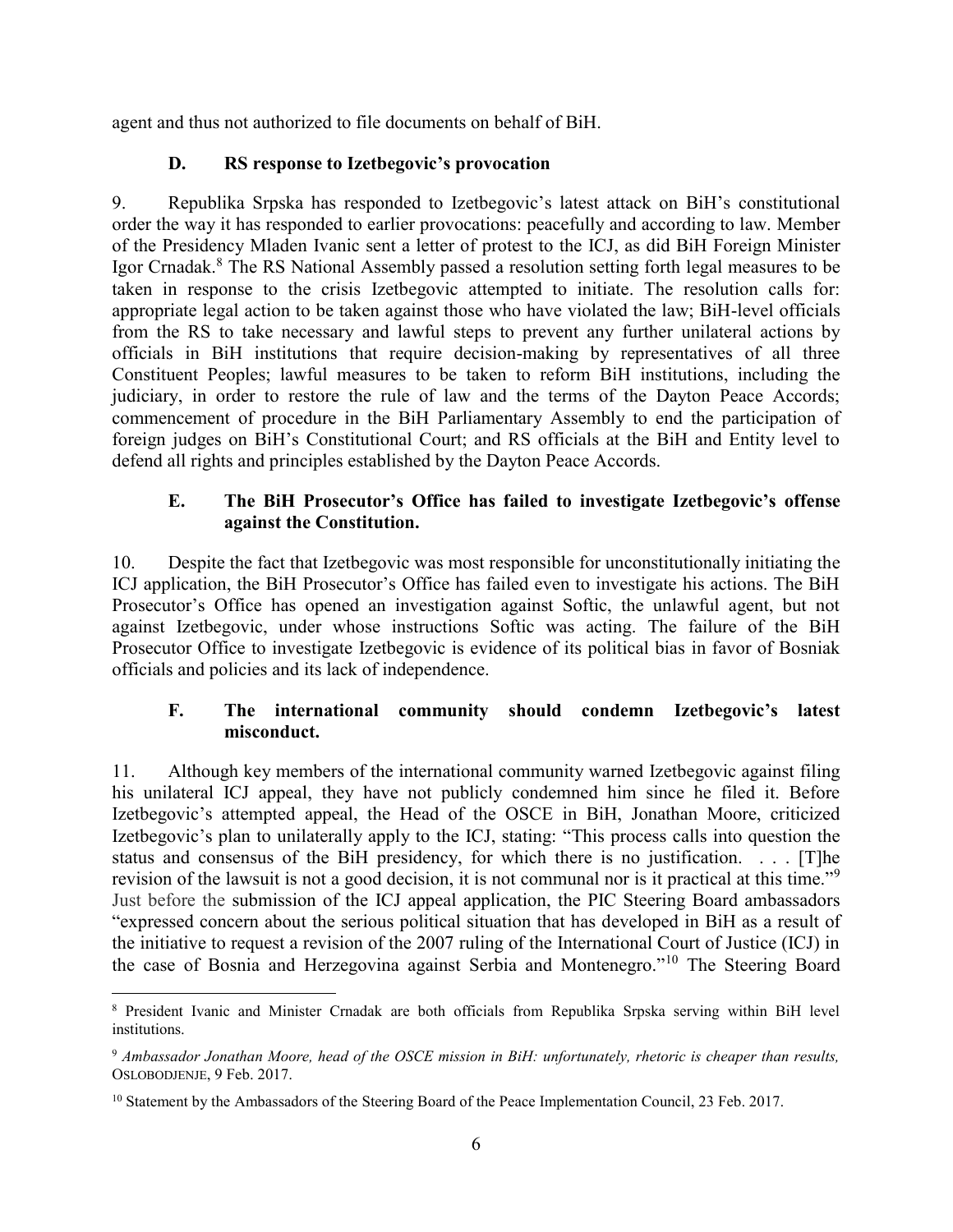agent and thus not authorized to file documents on behalf of BiH.

### D. RS response to Izetbegovic's provocation

9. Republika Srpska has responded to Izetbegovic's latest attack on BiH's constitutional order the way it has responded to earlier provocations: peacefully and according to law. Member of the Presidency Mladen Ivanic sent a letter of protest to the ICJ, as did BiH Foreign Minister Igor Crnadak.[8] The RS National Assembly passed a resolution setting forth legal measures to be taken in response to the crisis Izetbegovic attempted to initiate. The resolution calls for: appropriate legal action to be taken against those who have violated the law; BiH-level officials from the RS to take necessary and lawful steps to prevent any further unilateral actions by officials in BiH institutions that require decision-making by representatives of all three Constituent Peoples; lawful measures to be taken to reform BiH institutions, including the judiciary, in order to restore the rule of law and the terms of the Dayton Peace Accords; commencement of procedure in the BiH Parliamentary Assembly to end the participation of foreign judges on BiH's Constitutional Court; and RS officials at the BiH and Entity level to defend all rights and principles established by the Dayton Peace Accords.

### E. The BiH Prosecutor's Office has failed to investigate Izetbegovic's offense against the Constitution.

10. Despite the fact that Izetbegovic was most responsible for unconstitutionally initiating the ICJ application, the BiH Prosecutor's Office has failed even to investigate his actions. The BiH Prosecutor's Office has opened an investigation against Softic, the unlawful agent, but not against Izetbegovic, under whose instructions Softic was acting. The failure of the BiH Prosecutor Office to investigate Izetbegovic is evidence of its political bias in favor of Bosniak officials and policies and its lack of independence.

### F. The international community should condemn Izetbegovic's latest misconduct.

11. Although key members of the international community warned Izetbegovic against filing his unilateral ICJ appeal, they have not publicly condemned him since he filed it. Before Izetbegovic's attempted appeal, the Head of the OSCE in BiH, Jonathan Moore, criticized Izetbegovic's plan to unilaterally apply to the ICJ, stating: "This process calls into question the status and consensus of the BiH presidency, for which there is no justification. . . . [T]he revision of the lawsuit is not a good decision, it is not communal nor is it practical at this time."[9] Just before the submission of the ICJ appeal application, the PIC Steering Board ambassadors "expressed concern about the serious political situation that has developed in BiH as a result of the initiative to request a revision of the 2007 ruling of the International Court of Justice (ICJ) in the case of Bosnia and Herzegovina against Serbia and Montenegro."[10] The Steering Board

---

[8] President Ivanic and Minister Crnadak are both officials from Republika Srpska serving within BiH level institutions.

[9] *Ambassador Jonathan Moore, head of the OSCE mission in BiH: unfortunately, rhetoric is cheaper than results,* OSLOBODJENJE, 9 Feb. 2017.

[10] Statement by the Ambassadors of the Steering Board of the Peace Implementation Council, 23 Feb. 2017.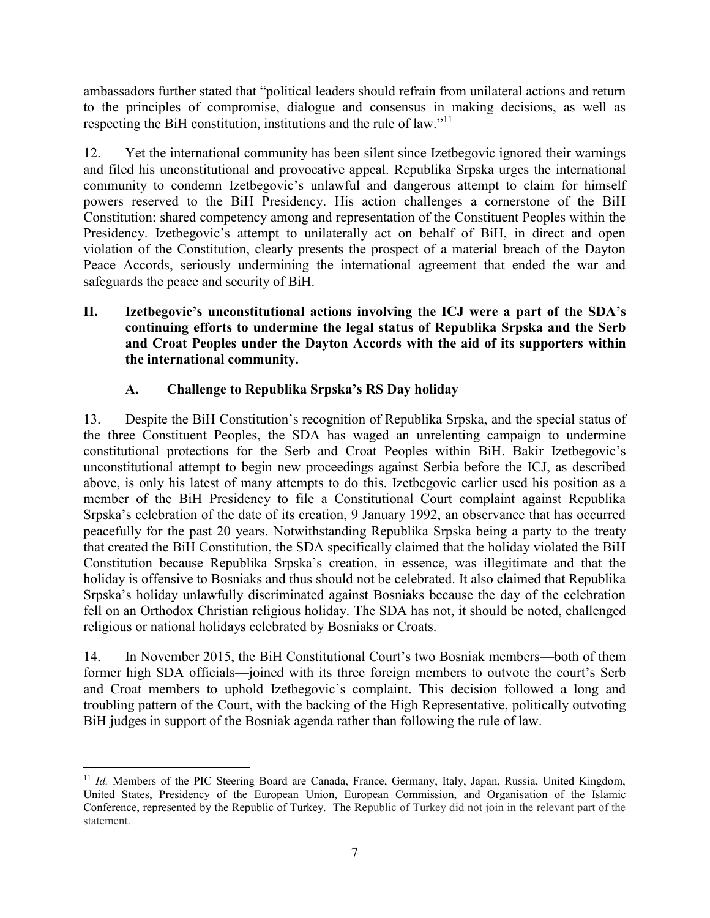ambassadors further stated that "political leaders should refrain from unilateral actions and return to the principles of compromise, dialogue and consensus in making decisions, as well as respecting the BiH constitution, institutions and the rule of law."[11]

12. Yet the international community has been silent since Izetbegovic ignored their warnings and filed his unconstitutional and provocative appeal. Republika Srpska urges the international community to condemn Izetbegovic's unlawful and dangerous attempt to claim for himself powers reserved to the BiH Presidency. His action challenges a cornerstone of the BiH Constitution: shared competency among and representation of the Constituent Peoples within the Presidency. Izetbegovic's attempt to unilaterally act on behalf of BiH, in direct and open violation of the Constitution, clearly presents the prospect of a material breach of the Dayton Peace Accords, seriously undermining the international agreement that ended the war and safeguards the peace and security of BiH.

## II. Izetbegovic's unconstitutional actions involving the ICJ were a part of the SDA's continuing efforts to undermine the legal status of Republika Srpska and the Serb and Croat Peoples under the Dayton Accords with the aid of its supporters within the international community.

### A. Challenge to Republika Srpska's RS Day holiday

13. Despite the BiH Constitution's recognition of Republika Srpska, and the special status of the three Constituent Peoples, the SDA has waged an unrelenting campaign to undermine constitutional protections for the Serb and Croat Peoples within BiH. Bakir Izetbegovic's unconstitutional attempt to begin new proceedings against Serbia before the ICJ, as described above, is only his latest of many attempts to do this. Izetbegovic earlier used his position as a member of the BiH Presidency to file a Constitutional Court complaint against Republika Srpska's celebration of the date of its creation, 9 January 1992, an observance that has occurred peacefully for the past 20 years. Notwithstanding Republika Srpska being a party to the treaty that created the BiH Constitution, the SDA specifically claimed that the holiday violated the BiH Constitution because Republika Srpska's creation, in essence, was illegitimate and that the holiday is offensive to Bosniaks and thus should not be celebrated. It also claimed that Republika Srpska's holiday unlawfully discriminated against Bosniaks because the day of the celebration fell on an Orthodox Christian religious holiday. The SDA has not, it should be noted, challenged religious or national holidays celebrated by Bosniaks or Croats.

14. In November 2015, the BiH Constitutional Court's two Bosniak members—both of them former high SDA officials—joined with its three foreign members to outvote the court's Serb and Croat members to uphold Izetbegovic's complaint. This decision followed a long and troubling pattern of the Court, with the backing of the High Representative, politically outvoting BiH judges in support of the Bosniak agenda rather than following the rule of law.

---

[11] *Id.* Members of the PIC Steering Board are Canada, France, Germany, Italy, Japan, Russia, United Kingdom, United States, Presidency of the European Union, European Commission, and Organisation of the Islamic Conference, represented by the Republic of Turkey. The Republic of Turkey did not join in the relevant part of the statement.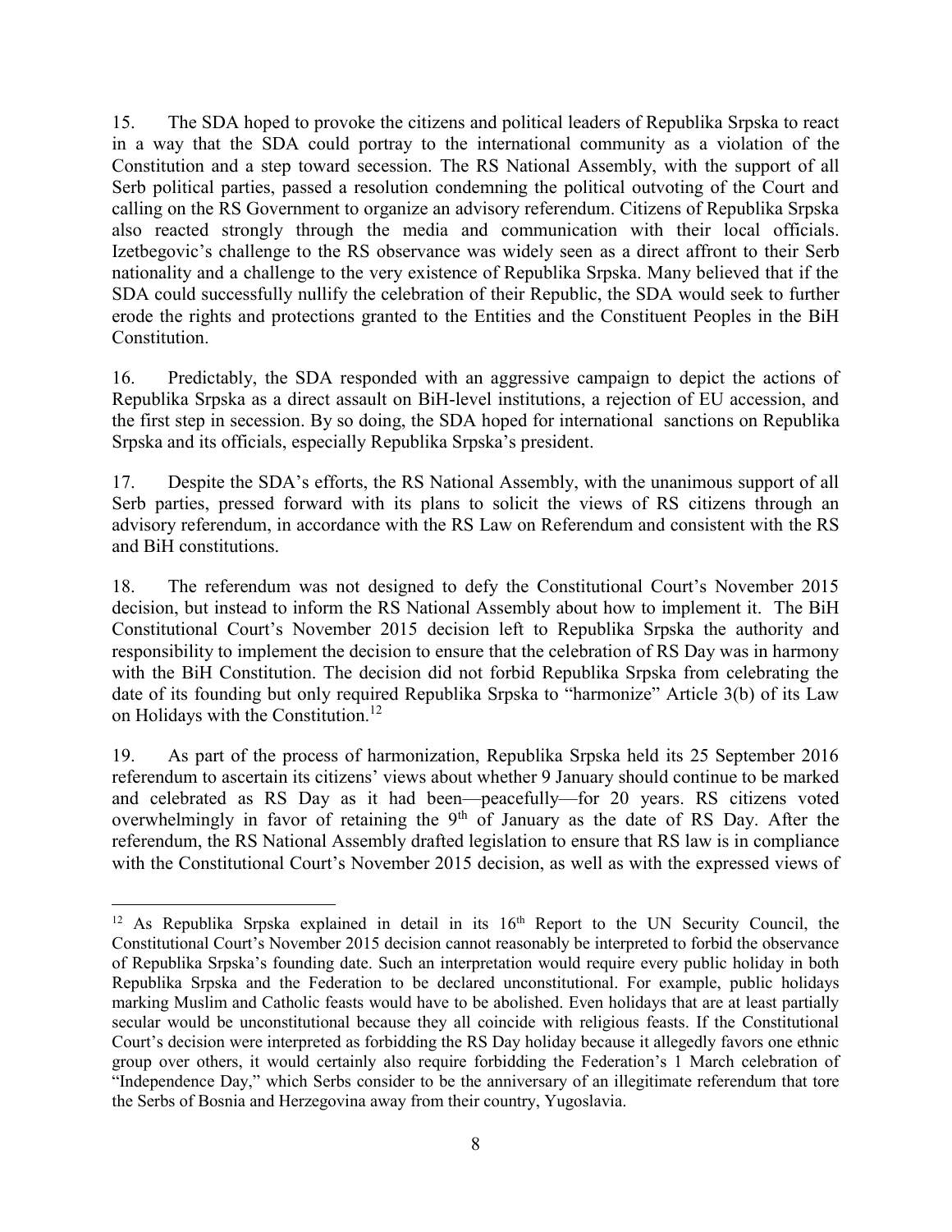15. The SDA hoped to provoke the citizens and political leaders of Republika Srpska to react in a way that the SDA could portray to the international community as a violation of the Constitution and a step toward secession. The RS National Assembly, with the support of all Serb political parties, passed a resolution condemning the political outvoting of the Court and calling on the RS Government to organize an advisory referendum. Citizens of Republika Srpska also reacted strongly through the media and communication with their local officials. Izetbegovic's challenge to the RS observance was widely seen as a direct affront to their Serb nationality and a challenge to the very existence of Republika Srpska. Many believed that if the SDA could successfully nullify the celebration of their Republic, the SDA would seek to further erode the rights and protections granted to the Entities and the Constituent Peoples in the BiH Constitution.

16. Predictably, the SDA responded with an aggressive campaign to depict the actions of Republika Srpska as a direct assault on BiH-level institutions, a rejection of EU accession, and the first step in secession. By so doing, the SDA hoped for international sanctions on Republika Srpska and its officials, especially Republika Srpska's president.

17. Despite the SDA's efforts, the RS National Assembly, with the unanimous support of all Serb parties, pressed forward with its plans to solicit the views of RS citizens through an advisory referendum, in accordance with the RS Law on Referendum and consistent with the RS and BiH constitutions.

18. The referendum was not designed to defy the Constitutional Court's November 2015 decision, but instead to inform the RS National Assembly about how to implement it. The BiH Constitutional Court's November 2015 decision left to Republika Srpska the authority and responsibility to implement the decision to ensure that the celebration of RS Day was in harmony with the BiH Constitution. The decision did not forbid Republika Srpska from celebrating the date of its founding but only required Republika Srpska to "harmonize" Article 3(b) of its Law on Holidays with the Constitution.[12]

19. As part of the process of harmonization, Republika Srpska held its 25 September 2016 referendum to ascertain its citizens' views about whether 9 January should continue to be marked and celebrated as RS Day as it had been—peacefully—for 20 years. RS citizens voted overwhelmingly in favor of retaining the 9th of January as the date of RS Day. After the referendum, the RS National Assembly drafted legislation to ensure that RS law is in compliance with the Constitutional Court's November 2015 decision, as well as with the expressed views of

[12] As Republika Srpska explained in detail in its 16th Report to the UN Security Council, the Constitutional Court's November 2015 decision cannot reasonably be interpreted to forbid the observance of Republika Srpska's founding date. Such an interpretation would require every public holiday in both Republika Srpska and the Federation to be declared unconstitutional. For example, public holidays marking Muslim and Catholic feasts would have to be abolished. Even holidays that are at least partially secular would be unconstitutional because they all coincide with religious feasts. If the Constitutional Court's decision were interpreted as forbidding the RS Day holiday because it allegedly favors one ethnic group over others, it would certainly also require forbidding the Federation's 1 March celebration of "Independence Day," which Serbs consider to be the anniversary of an illegitimate referendum that tore the Serbs of Bosnia and Herzegovina away from their country, Yugoslavia.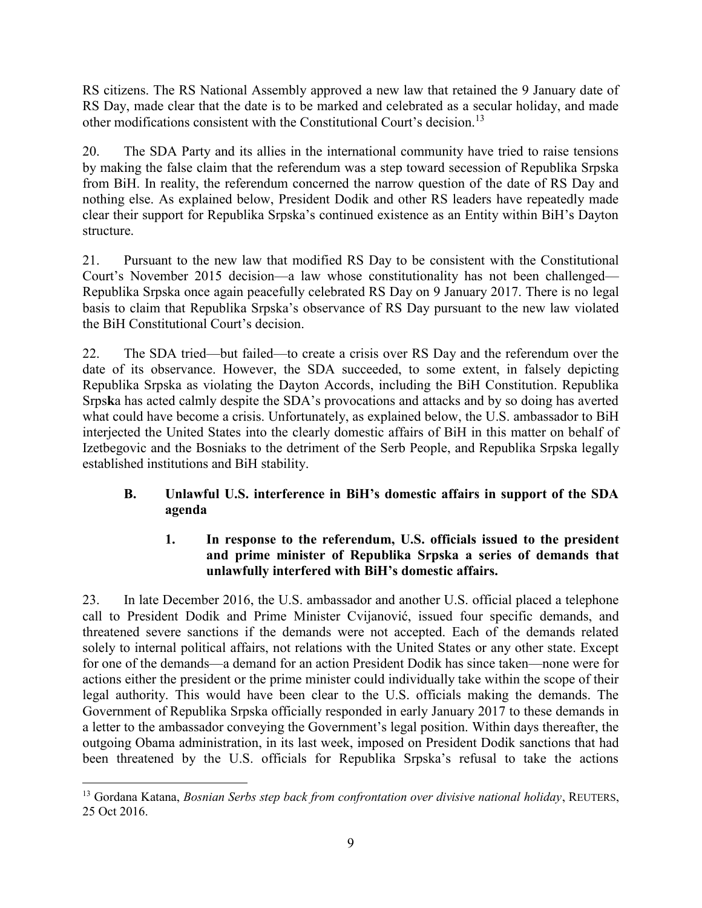RS citizens. The RS National Assembly approved a new law that retained the 9 January date of RS Day, made clear that the date is to be marked and celebrated as a secular holiday, and made other modifications consistent with the Constitutional Court's decision.[13]

20. The SDA Party and its allies in the international community have tried to raise tensions by making the false claim that the referendum was a step toward secession of Republika Srpska from BiH. In reality, the referendum concerned the narrow question of the date of RS Day and nothing else. As explained below, President Dodik and other RS leaders have repeatedly made clear their support for Republika Srpska's continued existence as an Entity within BiH's Dayton structure.

21. Pursuant to the new law that modified RS Day to be consistent with the Constitutional Court's November 2015 decision—a law whose constitutionality has not been challenged—Republika Srpska once again peacefully celebrated RS Day on 9 January 2017. There is no legal basis to claim that Republika Srpska's observance of RS Day pursuant to the new law violated the BiH Constitutional Court's decision.

22. The SDA tried—but failed—to create a crisis over RS Day and the referendum over the date of its observance. However, the SDA succeeded, to some extent, in falsely depicting Republika Srpska as violating the Dayton Accords, including the BiH Constitution. Republika Srps**k**a has acted calmly despite the SDA's provocations and attacks and by so doing has averted what could have become a crisis. Unfortunately, as explained below, the U.S. ambassador to BiH interjected the United States into the clearly domestic affairs of BiH in this matter on behalf of Izetbegovic and the Bosniaks to the detriment of the Serb People, and Republika Srpska legally established institutions and BiH stability.

### B. Unlawful U.S. interference in BiH's domestic affairs in support of the SDA agenda

#### 1. In response to the referendum, U.S. officials issued to the president and prime minister of Republika Srpska a series of demands that unlawfully interfered with BiH's domestic affairs.

23. In late December 2016, the U.S. ambassador and another U.S. official placed a telephone call to President Dodik and Prime Minister Cvijanović, issued four specific demands, and threatened severe sanctions if the demands were not accepted. Each of the demands related solely to internal political affairs, not relations with the United States or any other state. Except for one of the demands—a demand for an action President Dodik has since taken—none were for actions either the president or the prime minister could individually take within the scope of their legal authority. This would have been clear to the U.S. officials making the demands. The Government of Republika Srpska officially responded in early January 2017 to these demands in a letter to the ambassador conveying the Government's legal position. Within days thereafter, the outgoing Obama administration, in its last week, imposed on President Dodik sanctions that had been threatened by the U.S. officials for Republika Srpska's refusal to take the actions

---

[13] Gordana Katana, *Bosnian Serbs step back from confrontation over divisive national holiday*, REUTERS, 25 Oct 2016.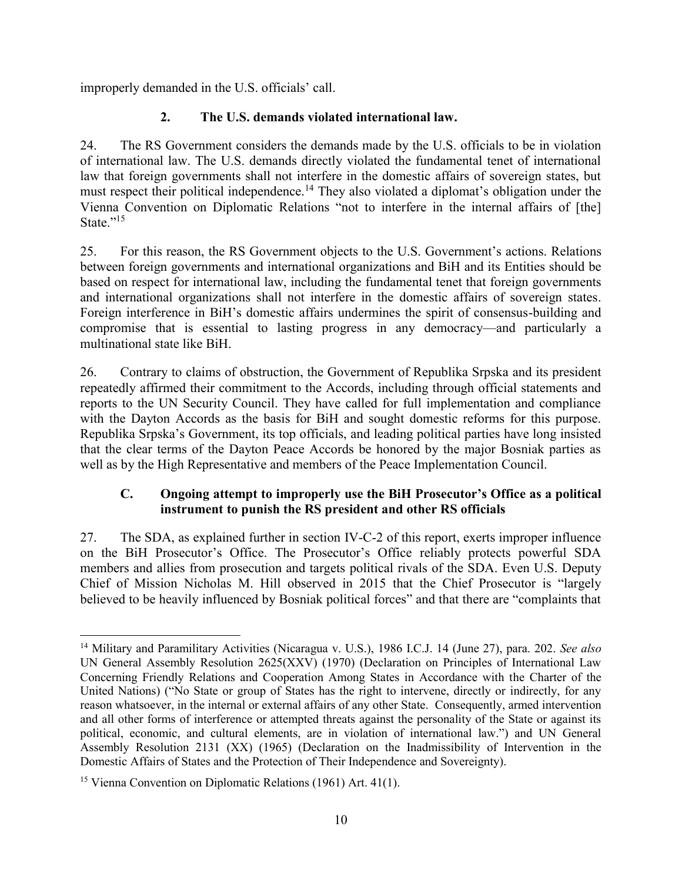improperly demanded in the U.S. officials' call.

### 2. The U.S. demands violated international law.

24. The RS Government considers the demands made by the U.S. officials to be in violation of international law. The U.S. demands directly violated the fundamental tenet of international law that foreign governments shall not interfere in the domestic affairs of sovereign states, but must respect their political independence.[14] They also violated a diplomat's obligation under the Vienna Convention on Diplomatic Relations "not to interfere in the internal affairs of [the] State."[15]

25. For this reason, the RS Government objects to the U.S. Government's actions. Relations between foreign governments and international organizations and BiH and its Entities should be based on respect for international law, including the fundamental tenet that foreign governments and international organizations shall not interfere in the domestic affairs of sovereign states. Foreign interference in BiH's domestic affairs undermines the spirit of consensus-building and compromise that is essential to lasting progress in any democracy—and particularly a multinational state like BiH.

26. Contrary to claims of obstruction, the Government of Republika Srpska and its president repeatedly affirmed their commitment to the Accords, including through official statements and reports to the UN Security Council. They have called for full implementation and compliance with the Dayton Accords as the basis for BiH and sought domestic reforms for this purpose. Republika Srpska's Government, its top officials, and leading political parties have long insisted that the clear terms of the Dayton Peace Accords be honored by the major Bosniak parties as well as by the High Representative and members of the Peace Implementation Council.

### C. Ongoing attempt to improperly use the BiH Prosecutor's Office as a political instrument to punish the RS president and other RS officials

27. The SDA, as explained further in section IV-C-2 of this report, exerts improper influence on the BiH Prosecutor's Office. The Prosecutor's Office reliably protects powerful SDA members and allies from prosecution and targets political rivals of the SDA. Even U.S. Deputy Chief of Mission Nicholas M. Hill observed in 2015 that the Chief Prosecutor is "largely believed to be heavily influenced by Bosniak political forces" and that there are "complaints that

---

[14] Military and Paramilitary Activities (Nicaragua v. U.S.), 1986 I.C.J. 14 (June 27), para. 202. *See also* UN General Assembly Resolution 2625(XXV) (1970) (Declaration on Principles of International Law Concerning Friendly Relations and Cooperation Among States in Accordance with the Charter of the United Nations) ("No State or group of States has the right to intervene, directly or indirectly, for any reason whatsoever, in the internal or external affairs of any other State. Consequently, armed intervention and all other forms of interference or attempted threats against the personality of the State or against its political, economic, and cultural elements, are in violation of international law.") and UN General Assembly Resolution 2131 (XX) (1965) (Declaration on the Inadmissibility of Intervention in the Domestic Affairs of States and the Protection of Their Independence and Sovereignty).

[15] Vienna Convention on Diplomatic Relations (1961) Art. 41(1).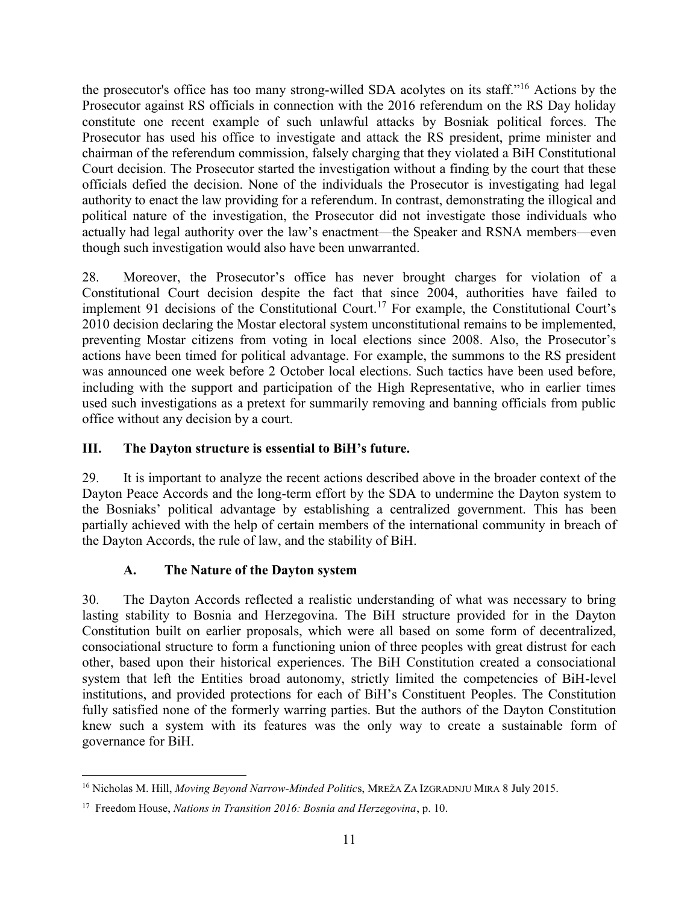the prosecutor's office has too many strong-willed SDA acolytes on its staff."[16] Actions by the Prosecutor against RS officials in connection with the 2016 referendum on the RS Day holiday constitute one recent example of such unlawful attacks by Bosniak political forces. The Prosecutor has used his office to investigate and attack the RS president, prime minister and chairman of the referendum commission, falsely charging that they violated a BiH Constitutional Court decision. The Prosecutor started the investigation without a finding by the court that these officials defied the decision. None of the individuals the Prosecutor is investigating had legal authority to enact the law providing for a referendum. In contrast, demonstrating the illogical and political nature of the investigation, the Prosecutor did not investigate those individuals who actually had legal authority over the law's enactment—the Speaker and RSNA members—even though such investigation would also have been unwarranted.

28. Moreover, the Prosecutor's office has never brought charges for violation of a Constitutional Court decision despite the fact that since 2004, authorities have failed to implement 91 decisions of the Constitutional Court.[17] For example, the Constitutional Court's 2010 decision declaring the Mostar electoral system unconstitutional remains to be implemented, preventing Mostar citizens from voting in local elections since 2008. Also, the Prosecutor's actions have been timed for political advantage. For example, the summons to the RS president was announced one week before 2 October local elections. Such tactics have been used before, including with the support and participation of the High Representative, who in earlier times used such investigations as a pretext for summarily removing and banning officials from public office without any decision by a court.

## III. The Dayton structure is essential to BiH's future.

29. It is important to analyze the recent actions described above in the broader context of the Dayton Peace Accords and the long-term effort by the SDA to undermine the Dayton system to the Bosniaks' political advantage by establishing a centralized government. This has been partially achieved with the help of certain members of the international community in breach of the Dayton Accords, the rule of law, and the stability of BiH.

### A. The Nature of the Dayton system

30. The Dayton Accords reflected a realistic understanding of what was necessary to bring lasting stability to Bosnia and Herzegovina. The BiH structure provided for in the Dayton Constitution built on earlier proposals, which were all based on some form of decentralized, consociational structure to form a functioning union of three peoples with great distrust for each other, based upon their historical experiences. The BiH Constitution created a consociational system that left the Entities broad autonomy, strictly limited the competencies of BiH-level institutions, and provided protections for each of BiH's Constituent Peoples. The Constitution fully satisfied none of the formerly warring parties. But the authors of the Dayton Constitution knew such a system with its features was the only way to create a sustainable form of governance for BiH.

---

[16] Nicholas M. Hill, *Moving Beyond Narrow-Minded Politics*, MREŽA ZA IZGRADNJU MIRA 8 July 2015.

[17] Freedom House, *Nations in Transition 2016: Bosnia and Herzegovina*, p. 10.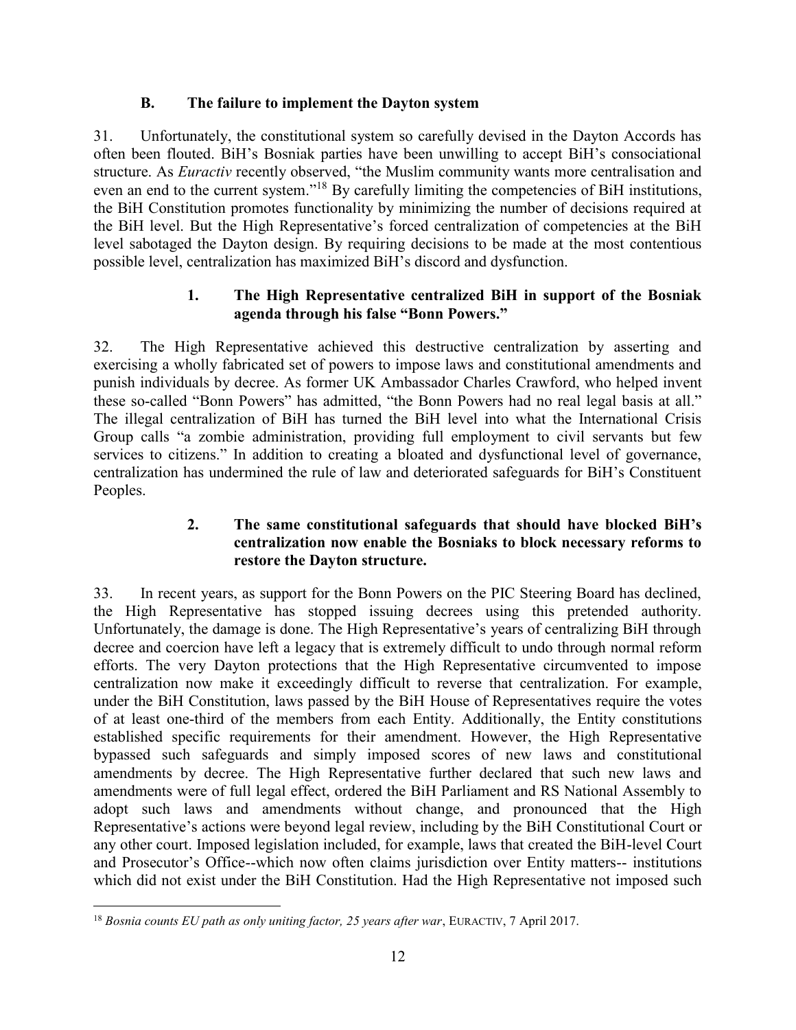### B. The failure to implement the Dayton system

31. Unfortunately, the constitutional system so carefully devised in the Dayton Accords has often been flouted. BiH's Bosniak parties have been unwilling to accept BiH's consociational structure. As *Euractiv* recently observed, "the Muslim community wants more centralisation and even an end to the current system."[18] By carefully limiting the competencies of BiH institutions, the BiH Constitution promotes functionality by minimizing the number of decisions required at the BiH level. But the High Representative's forced centralization of competencies at the BiH level sabotaged the Dayton design. By requiring decisions to be made at the most contentious possible level, centralization has maximized BiH's discord and dysfunction.

#### 1. The High Representative centralized BiH in support of the Bosniak agenda through his false "Bonn Powers."

32. The High Representative achieved this destructive centralization by asserting and exercising a wholly fabricated set of powers to impose laws and constitutional amendments and punish individuals by decree. As former UK Ambassador Charles Crawford, who helped invent these so-called "Bonn Powers" has admitted, "the Bonn Powers had no real legal basis at all." The illegal centralization of BiH has turned the BiH level into what the International Crisis Group calls "a zombie administration, providing full employment to civil servants but few services to citizens." In addition to creating a bloated and dysfunctional level of governance, centralization has undermined the rule of law and deteriorated safeguards for BiH's Constituent Peoples.

#### 2. The same constitutional safeguards that should have blocked BiH's centralization now enable the Bosniaks to block necessary reforms to restore the Dayton structure.

33. In recent years, as support for the Bonn Powers on the PIC Steering Board has declined, the High Representative has stopped issuing decrees using this pretended authority. Unfortunately, the damage is done. The High Representative's years of centralizing BiH through decree and coercion have left a legacy that is extremely difficult to undo through normal reform efforts. The very Dayton protections that the High Representative circumvented to impose centralization now make it exceedingly difficult to reverse that centralization. For example, under the BiH Constitution, laws passed by the BiH House of Representatives require the votes of at least one-third of the members from each Entity. Additionally, the Entity constitutions established specific requirements for their amendment. However, the High Representative bypassed such safeguards and simply imposed scores of new laws and constitutional amendments by decree. The High Representative further declared that such new laws and amendments were of full legal effect, ordered the BiH Parliament and RS National Assembly to adopt such laws and amendments without change, and pronounced that the High Representative's actions were beyond legal review, including by the BiH Constitutional Court or any other court. Imposed legislation included, for example, laws that created the BiH-level Court and Prosecutor's Office--which now often claims jurisdiction over Entity matters-- institutions which did not exist under the BiH Constitution. Had the High Representative not imposed such

---

[18] *Bosnia counts EU path as only uniting factor, 25 years after war*, EURACTIV, 7 April 2017.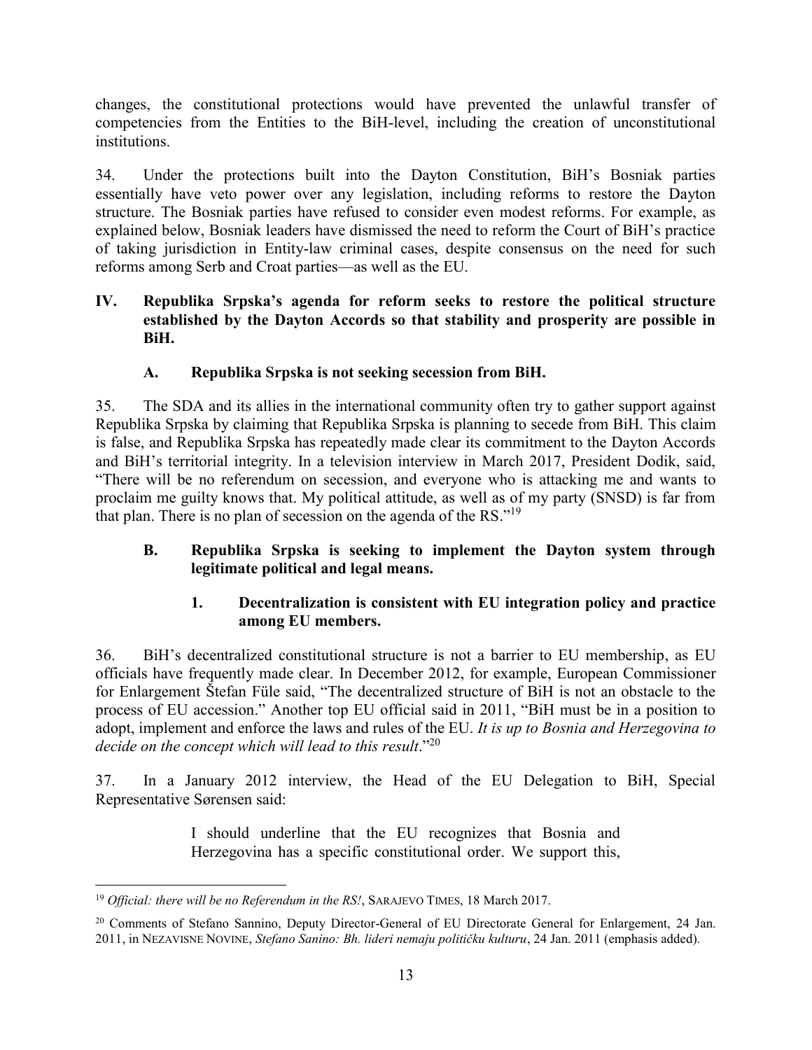changes, the constitutional protections would have prevented the unlawful transfer of competencies from the Entities to the BiH-level, including the creation of unconstitutional institutions.

34. Under the protections built into the Dayton Constitution, BiH's Bosniak parties essentially have veto power over any legislation, including reforms to restore the Dayton structure. The Bosniak parties have refused to consider even modest reforms. For example, as explained below, Bosniak leaders have dismissed the need to reform the Court of BiH's practice of taking jurisdiction in Entity-law criminal cases, despite consensus on the need for such reforms among Serb and Croat parties—as well as the EU.

## IV. Republika Srpska's agenda for reform seeks to restore the political structure established by the Dayton Accords so that stability and prosperity are possible in BiH.

### A. Republika Srpska is not seeking secession from BiH.

35. The SDA and its allies in the international community often try to gather support against Republika Srpska by claiming that Republika Srpska is planning to secede from BiH. This claim is false, and Republika Srpska has repeatedly made clear its commitment to the Dayton Accords and BiH's territorial integrity. In a television interview in March 2017, President Dodik, said, "There will be no referendum on secession, and everyone who is attacking me and wants to proclaim me guilty knows that. My political attitude, as well as of my party (SNSD) is far from that plan. There is no plan of secession on the agenda of the RS."[19]

### B. Republika Srpska is seeking to implement the Dayton system through legitimate political and legal means.

#### 1. Decentralization is consistent with EU integration policy and practice among EU members.

36. BiH's decentralized constitutional structure is not a barrier to EU membership, as EU officials have frequently made clear. In December 2012, for example, European Commissioner for Enlargement Štefan Füle said, "The decentralized structure of BiH is not an obstacle to the process of EU accession." Another top EU official said in 2011, "BiH must be in a position to adopt, implement and enforce the laws and rules of the EU. *It is up to Bosnia and Herzegovina to decide on the concept which will lead to this result*."[20]

37. In a January 2012 interview, the Head of the EU Delegation to BiH, Special Representative Sørensen said:

> I should underline that the EU recognizes that Bosnia and Herzegovina has a specific constitutional order. We support this,

---

[19] *Official: there will be no Referendum in the RS!*, SARAJEVO TIMES, 18 March 2017.

[20] Comments of Stefano Sannino, Deputy Director-General of EU Directorate General for Enlargement, 24 Jan. 2011, in NEZAVISNE NOVINE, *Stefano Sanino: Bh. lideri nemaju političku kulturu*, 24 Jan. 2011 (emphasis added).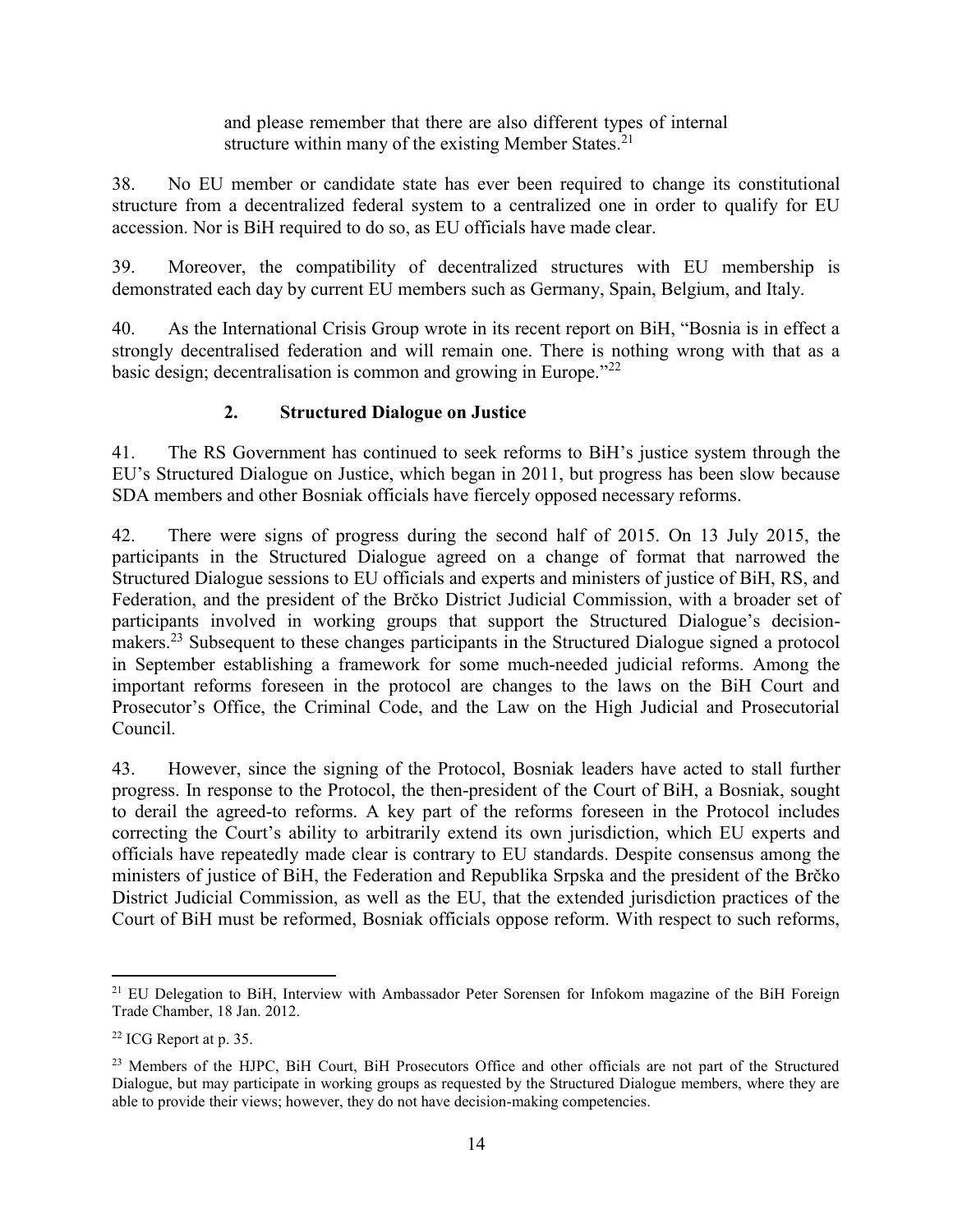> and please remember that there are also different types of internal structure within many of the existing Member States.[21]

38. No EU member or candidate state has ever been required to change its constitutional structure from a decentralized federal system to a centralized one in order to qualify for EU accession. Nor is BiH required to do so, as EU officials have made clear.

39. Moreover, the compatibility of decentralized structures with EU membership is demonstrated each day by current EU members such as Germany, Spain, Belgium, and Italy.

40. As the International Crisis Group wrote in its recent report on BiH, "Bosnia is in effect a strongly decentralised federation and will remain one. There is nothing wrong with that as a basic design; decentralisation is common and growing in Europe."[22]

### 2. Structured Dialogue on Justice

41. The RS Government has continued to seek reforms to BiH's justice system through the EU's Structured Dialogue on Justice, which began in 2011, but progress has been slow because SDA members and other Bosniak officials have fiercely opposed necessary reforms.

42. There were signs of progress during the second half of 2015. On 13 July 2015, the participants in the Structured Dialogue agreed on a change of format that narrowed the Structured Dialogue sessions to EU officials and experts and ministers of justice of BiH, RS, and Federation, and the president of the Brčko District Judicial Commission, with a broader set of participants involved in working groups that support the Structured Dialogue's decision-makers.[23] Subsequent to these changes participants in the Structured Dialogue signed a protocol in September establishing a framework for some much-needed judicial reforms. Among the important reforms foreseen in the protocol are changes to the laws on the BiH Court and Prosecutor's Office, the Criminal Code, and the Law on the High Judicial and Prosecutorial Council.

43. However, since the signing of the Protocol, Bosniak leaders have acted to stall further progress. In response to the Protocol, the then-president of the Court of BiH, a Bosniak, sought to derail the agreed-to reforms. A key part of the reforms foreseen in the Protocol includes correcting the Court's ability to arbitrarily extend its own jurisdiction, which EU experts and officials have repeatedly made clear is contrary to EU standards. Despite consensus among the ministers of justice of BiH, the Federation and Republika Srpska and the president of the Brčko District Judicial Commission, as well as the EU, that the extended jurisdiction practices of the Court of BiH must be reformed, Bosniak officials oppose reform. With respect to such reforms,

---

[21] EU Delegation to BiH, Interview with Ambassador Peter Sorensen for Infokom magazine of the BiH Foreign Trade Chamber, 18 Jan. 2012.

[22] ICG Report at p. 35.

[23] Members of the HJPC, BiH Court, BiH Prosecutors Office and other officials are not part of the Structured Dialogue, but may participate in working groups as requested by the Structured Dialogue members, where they are able to provide their views; however, they do not have decision-making competencies.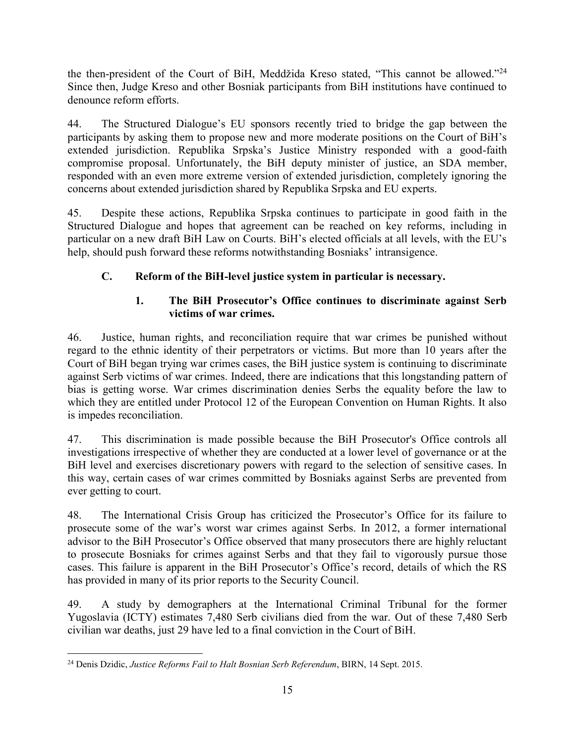the then-president of the Court of BiH, Meddžida Kreso stated, "This cannot be allowed."[24] Since then, Judge Kreso and other Bosniak participants from BiH institutions have continued to denounce reform efforts.

44. The Structured Dialogue's EU sponsors recently tried to bridge the gap between the participants by asking them to propose new and more moderate positions on the Court of BiH's extended jurisdiction. Republika Srpska's Justice Ministry responded with a good-faith compromise proposal. Unfortunately, the BiH deputy minister of justice, an SDA member, responded with an even more extreme version of extended jurisdiction, completely ignoring the concerns about extended jurisdiction shared by Republika Srpska and EU experts.

45. Despite these actions, Republika Srpska continues to participate in good faith in the Structured Dialogue and hopes that agreement can be reached on key reforms, including in particular on a new draft BiH Law on Courts. BiH's elected officials at all levels, with the EU's help, should push forward these reforms notwithstanding Bosniaks' intransigence.

### C. Reform of the BiH-level justice system in particular is necessary.

#### 1. The BiH Prosecutor's Office continues to discriminate against Serb victims of war crimes.

46. Justice, human rights, and reconciliation require that war crimes be punished without regard to the ethnic identity of their perpetrators or victims. But more than 10 years after the Court of BiH began trying war crimes cases, the BiH justice system is continuing to discriminate against Serb victims of war crimes. Indeed, there are indications that this longstanding pattern of bias is getting worse. War crimes discrimination denies Serbs the equality before the law to which they are entitled under Protocol 12 of the European Convention on Human Rights. It also is impedes reconciliation.

47. This discrimination is made possible because the BiH Prosecutor's Office controls all investigations irrespective of whether they are conducted at a lower level of governance or at the BiH level and exercises discretionary powers with regard to the selection of sensitive cases. In this way, certain cases of war crimes committed by Bosniaks against Serbs are prevented from ever getting to court.

48. The International Crisis Group has criticized the Prosecutor's Office for its failure to prosecute some of the war's worst war crimes against Serbs. In 2012, a former international advisor to the BiH Prosecutor's Office observed that many prosecutors there are highly reluctant to prosecute Bosniaks for crimes against Serbs and that they fail to vigorously pursue those cases. This failure is apparent in the BiH Prosecutor's Office's record, details of which the RS has provided in many of its prior reports to the Security Council.

49. A study by demographers at the International Criminal Tribunal for the former Yugoslavia (ICTY) estimates 7,480 Serb civilians died from the war. Out of these 7,480 Serb civilian war deaths, just 29 have led to a final conviction in the Court of BiH.

---

[24] Denis Dzidic, *Justice Reforms Fail to Halt Bosnian Serb Referendum*, BIRN, 14 Sept. 2015.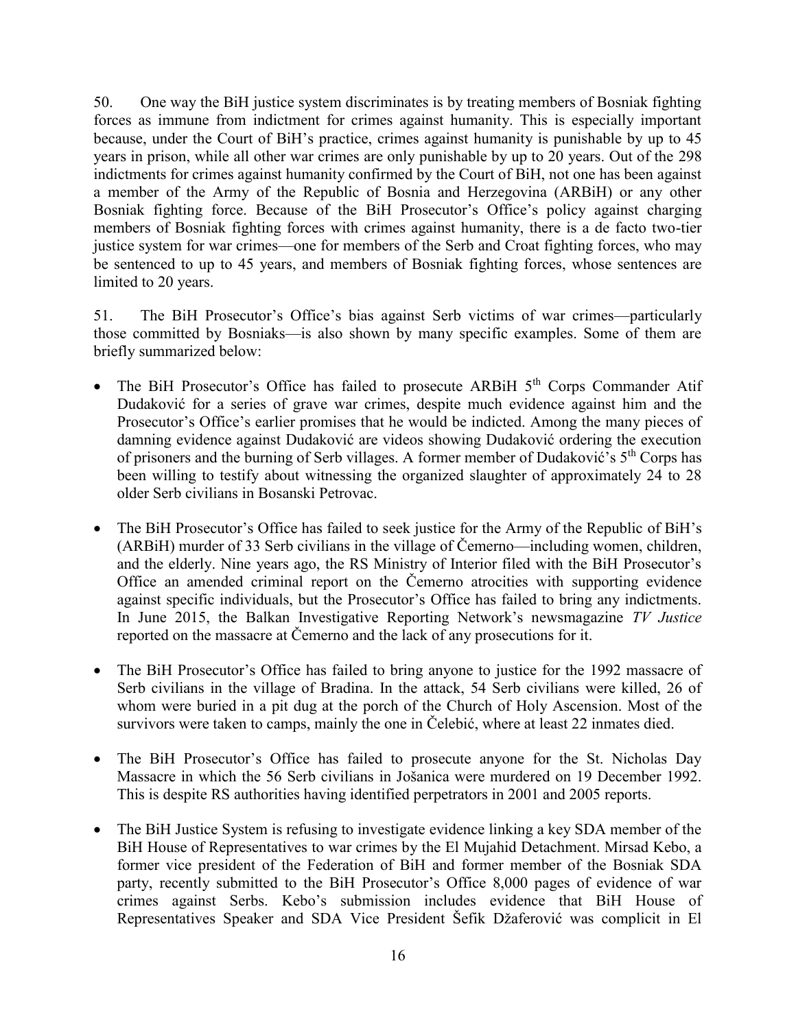50. One way the BiH justice system discriminates is by treating members of Bosniak fighting forces as immune from indictment for crimes against humanity. This is especially important because, under the Court of BiH's practice, crimes against humanity is punishable by up to 45 years in prison, while all other war crimes are only punishable by up to 20 years. Out of the 298 indictments for crimes against humanity confirmed by the Court of BiH, not one has been against a member of the Army of the Republic of Bosnia and Herzegovina (ARBiH) or any other Bosniak fighting force. Because of the BiH Prosecutor's Office's policy against charging members of Bosniak fighting forces with crimes against humanity, there is a de facto two-tier justice system for war crimes—one for members of the Serb and Croat fighting forces, who may be sentenced to up to 45 years, and members of Bosniak fighting forces, whose sentences are limited to 20 years.

51. The BiH Prosecutor's Office's bias against Serb victims of war crimes—particularly those committed by Bosniaks—is also shown by many specific examples. Some of them are briefly summarized below:

- The BiH Prosecutor's Office has failed to prosecute ARBiH 5th Corps Commander Atif Dudaković for a series of grave war crimes, despite much evidence against him and the Prosecutor's Office's earlier promises that he would be indicted. Among the many pieces of damning evidence against Dudaković are videos showing Dudaković ordering the execution of prisoners and the burning of Serb villages. A former member of Dudaković's 5th Corps has been willing to testify about witnessing the organized slaughter of approximately 24 to 28 older Serb civilians in Bosanski Petrovac.

- The BiH Prosecutor's Office has failed to seek justice for the Army of the Republic of BiH's (ARBiH) murder of 33 Serb civilians in the village of Čemerno—including women, children, and the elderly. Nine years ago, the RS Ministry of Interior filed with the BiH Prosecutor's Office an amended criminal report on the Čemerno atrocities with supporting evidence against specific individuals, but the Prosecutor's Office has failed to bring any indictments. In June 2015, the Balkan Investigative Reporting Network's newsmagazine *TV Justice* reported on the massacre at Čemerno and the lack of any prosecutions for it.

- The BiH Prosecutor's Office has failed to bring anyone to justice for the 1992 massacre of Serb civilians in the village of Bradina. In the attack, 54 Serb civilians were killed, 26 of whom were buried in a pit dug at the porch of the Church of Holy Ascension. Most of the survivors were taken to camps, mainly the one in Čelebić, where at least 22 inmates died.

- The BiH Prosecutor's Office has failed to prosecute anyone for the St. Nicholas Day Massacre in which the 56 Serb civilians in Jošanica were murdered on 19 December 1992. This is despite RS authorities having identified perpetrators in 2001 and 2005 reports.

- The BiH Justice System is refusing to investigate evidence linking a key SDA member of the BiH House of Representatives to war crimes by the El Mujahid Detachment. Mirsad Kebo, a former vice president of the Federation of BiH and former member of the Bosniak SDA party, recently submitted to the BiH Prosecutor's Office 8,000 pages of evidence of war crimes against Serbs. Kebo's submission includes evidence that BiH House of Representatives Speaker and SDA Vice President Šefik Džaferović was complicit in El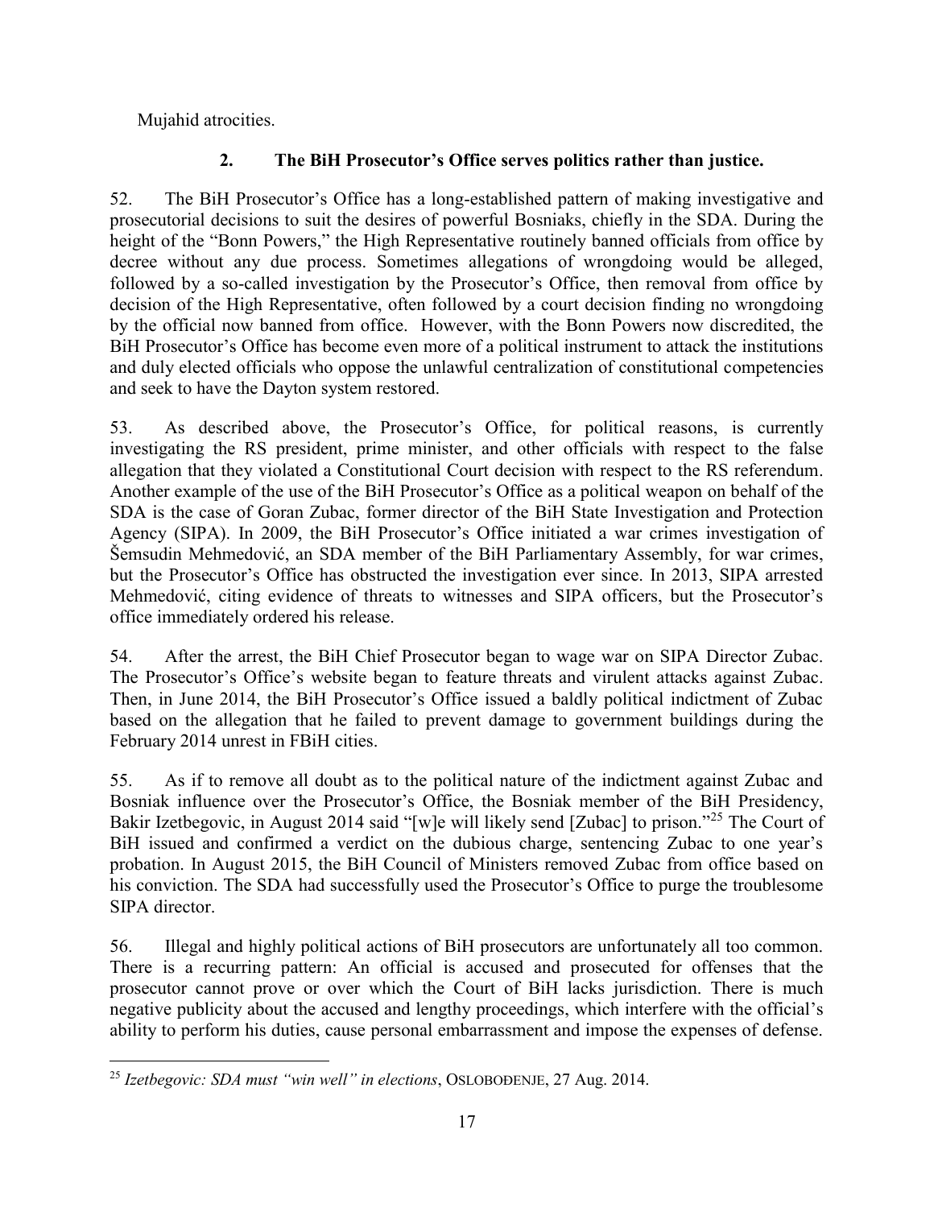Mujahid atrocities.

### 2. The BiH Prosecutor's Office serves politics rather than justice.

52. The BiH Prosecutor's Office has a long-established pattern of making investigative and prosecutorial decisions to suit the desires of powerful Bosniaks, chiefly in the SDA. During the height of the "Bonn Powers," the High Representative routinely banned officials from office by decree without any due process. Sometimes allegations of wrongdoing would be alleged, followed by a so-called investigation by the Prosecutor's Office, then removal from office by decision of the High Representative, often followed by a court decision finding no wrongdoing by the official now banned from office. However, with the Bonn Powers now discredited, the BiH Prosecutor's Office has become even more of a political instrument to attack the institutions and duly elected officials who oppose the unlawful centralization of constitutional competencies and seek to have the Dayton system restored.

53. As described above, the Prosecutor's Office, for political reasons, is currently investigating the RS president, prime minister, and other officials with respect to the false allegation that they violated a Constitutional Court decision with respect to the RS referendum. Another example of the use of the BiH Prosecutor's Office as a political weapon on behalf of the SDA is the case of Goran Zubac, former director of the BiH State Investigation and Protection Agency (SIPA). In 2009, the BiH Prosecutor's Office initiated a war crimes investigation of Šemsudin Mehmedović, an SDA member of the BiH Parliamentary Assembly, for war crimes, but the Prosecutor's Office has obstructed the investigation ever since. In 2013, SIPA arrested Mehmedović, citing evidence of threats to witnesses and SIPA officers, but the Prosecutor's office immediately ordered his release.

54. After the arrest, the BiH Chief Prosecutor began to wage war on SIPA Director Zubac. The Prosecutor's Office's website began to feature threats and virulent attacks against Zubac. Then, in June 2014, the BiH Prosecutor's Office issued a baldly political indictment of Zubac based on the allegation that he failed to prevent damage to government buildings during the February 2014 unrest in FBiH cities.

55. As if to remove all doubt as to the political nature of the indictment against Zubac and Bosniak influence over the Prosecutor's Office, the Bosniak member of the BiH Presidency, Bakir Izetbegovic, in August 2014 said "[w]e will likely send [Zubac] to prison."[25] The Court of BiH issued and confirmed a verdict on the dubious charge, sentencing Zubac to one year's probation. In August 2015, the BiH Council of Ministers removed Zubac from office based on his conviction. The SDA had successfully used the Prosecutor's Office to purge the troublesome SIPA director.

56. Illegal and highly political actions of BiH prosecutors are unfortunately all too common. There is a recurring pattern: An official is accused and prosecuted for offenses that the prosecutor cannot prove or over which the Court of BiH lacks jurisdiction. There is much negative publicity about the accused and lengthy proceedings, which interfere with the official's ability to perform his duties, cause personal embarrassment and impose the expenses of defense.

---

[25] *Izetbegovic: SDA must "win well" in elections*, OSLOBOĐENJE, 27 Aug. 2014.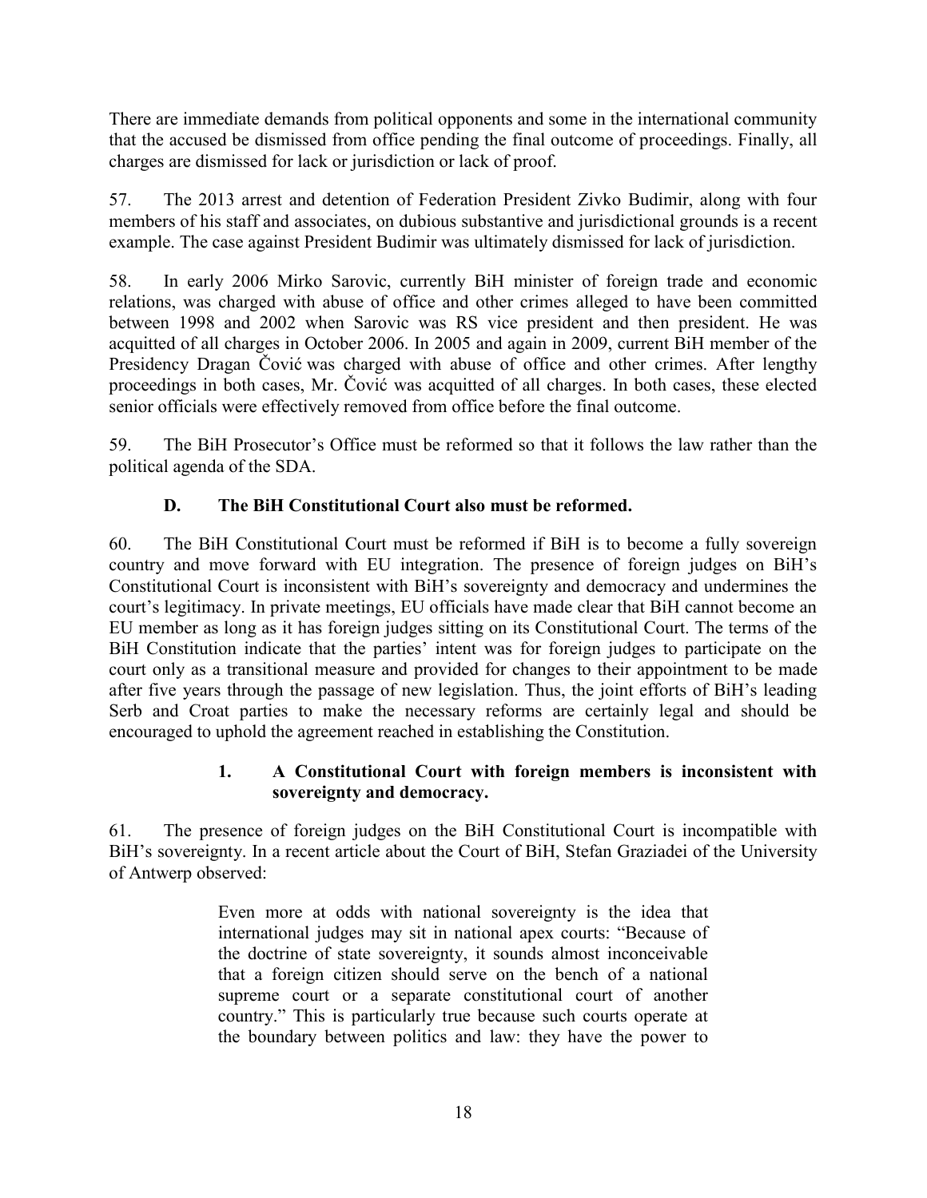There are immediate demands from political opponents and some in the international community that the accused be dismissed from office pending the final outcome of proceedings. Finally, all charges are dismissed for lack or jurisdiction or lack of proof.

57. The 2013 arrest and detention of Federation President Zivko Budimir, along with four members of his staff and associates, on dubious substantive and jurisdictional grounds is a recent example. The case against President Budimir was ultimately dismissed for lack of jurisdiction.

58. In early 2006 Mirko Sarovic, currently BiH minister of foreign trade and economic relations, was charged with abuse of office and other crimes alleged to have been committed between 1998 and 2002 when Sarovic was RS vice president and then president. He was acquitted of all charges in October 2006. In 2005 and again in 2009, current BiH member of the Presidency Dragan Čović was charged with abuse of office and other crimes. After lengthy proceedings in both cases, Mr. Čović was acquitted of all charges. In both cases, these elected senior officials were effectively removed from office before the final outcome.

59. The BiH Prosecutor's Office must be reformed so that it follows the law rather than the political agenda of the SDA.

### D. The BiH Constitutional Court also must be reformed.

60. The BiH Constitutional Court must be reformed if BiH is to become a fully sovereign country and move forward with EU integration. The presence of foreign judges on BiH's Constitutional Court is inconsistent with BiH's sovereignty and democracy and undermines the court's legitimacy. In private meetings, EU officials have made clear that BiH cannot become an EU member as long as it has foreign judges sitting on its Constitutional Court. The terms of the BiH Constitution indicate that the parties' intent was for foreign judges to participate on the court only as a transitional measure and provided for changes to their appointment to be made after five years through the passage of new legislation. Thus, the joint efforts of BiH's leading Serb and Croat parties to make the necessary reforms are certainly legal and should be encouraged to uphold the agreement reached in establishing the Constitution.

#### 1. A Constitutional Court with foreign members is inconsistent with sovereignty and democracy.

61. The presence of foreign judges on the BiH Constitutional Court is incompatible with BiH's sovereignty. In a recent article about the Court of BiH, Stefan Graziadei of the University of Antwerp observed:

> Even more at odds with national sovereignty is the idea that international judges may sit in national apex courts: "Because of the doctrine of state sovereignty, it sounds almost inconceivable that a foreign citizen should serve on the bench of a national supreme court or a separate constitutional court of another country." This is particularly true because such courts operate at the boundary between politics and law: they have the power to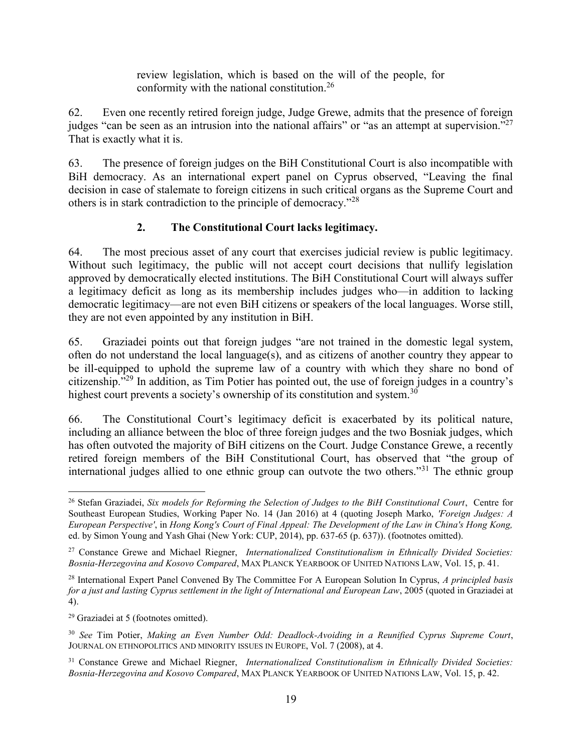review legislation, which is based on the will of the people, for conformity with the national constitution.[26]

62. Even one recently retired foreign judge, Judge Grewe, admits that the presence of foreign judges "can be seen as an intrusion into the national affairs" or "as an attempt at supervision."[27] That is exactly what it is.

63. The presence of foreign judges on the BiH Constitutional Court is also incompatible with BiH democracy. As an international expert panel on Cyprus observed, "Leaving the final decision in case of stalemate to foreign citizens in such critical organs as the Supreme Court and others is in stark contradiction to the principle of democracy."[28]

### 2. The Constitutional Court lacks legitimacy.

64. The most precious asset of any court that exercises judicial review is public legitimacy. Without such legitimacy, the public will not accept court decisions that nullify legislation approved by democratically elected institutions. The BiH Constitutional Court will always suffer a legitimacy deficit as long as its membership includes judges who—in addition to lacking democratic legitimacy—are not even BiH citizens or speakers of the local languages. Worse still, they are not even appointed by any institution in BiH.

65. Graziadei points out that foreign judges "are not trained in the domestic legal system, often do not understand the local language(s), and as citizens of another country they appear to be ill-equipped to uphold the supreme law of a country with which they share no bond of citizenship."[29] In addition, as Tim Potier has pointed out, the use of foreign judges in a country's highest court prevents a society's ownership of its constitution and system.[30]

66. The Constitutional Court's legitimacy deficit is exacerbated by its political nature, including an alliance between the bloc of three foreign judges and the two Bosniak judges, which has often outvoted the majority of BiH citizens on the Court. Judge Constance Grewe, a recently retired foreign members of the BiH Constitutional Court, has observed that "the group of international judges allied to one ethnic group can outvote the two others."[31] The ethnic group

---

[26] Stefan Graziadei, *Six models for Reforming the Selection of Judges to the BiH Constitutional Court*, Centre for Southeast European Studies, Working Paper No. 14 (Jan 2016) at 4 (quoting Joseph Marko, *'Foreign Judges: A European Perspective'*, in *Hong Kong's Court of Final Appeal: The Development of the Law in China's Hong Kong,* ed. by Simon Young and Yash Ghai (New York: CUP, 2014), pp. 637-65 (p. 637)). (footnotes omitted).

[27] Constance Grewe and Michael Riegner, *Internationalized Constitutionalism in Ethnically Divided Societies: Bosnia-Herzegovina and Kosovo Compared*, MAX PLANCK YEARBOOK OF UNITED NATIONS LAW, Vol. 15, p. 41.

[28] International Expert Panel Convened By The Committee For A European Solution In Cyprus, *A principled basis for a just and lasting Cyprus settlement in the light of International and European Law*, 2005 (quoted in Graziadei at 4).

[29] Graziadei at 5 (footnotes omitted).

[30] *See* Tim Potier, *Making an Even Number Odd: Deadlock-Avoiding in a Reunified Cyprus Supreme Court*, JOURNAL ON ETHNOPOLITICS AND MINORITY ISSUES IN EUROPE, Vol. 7 (2008), at 4.

[31] Constance Grewe and Michael Riegner, *Internationalized Constitutionalism in Ethnically Divided Societies: Bosnia-Herzegovina and Kosovo Compared*, MAX PLANCK YEARBOOK OF UNITED NATIONS LAW, Vol. 15, p. 42.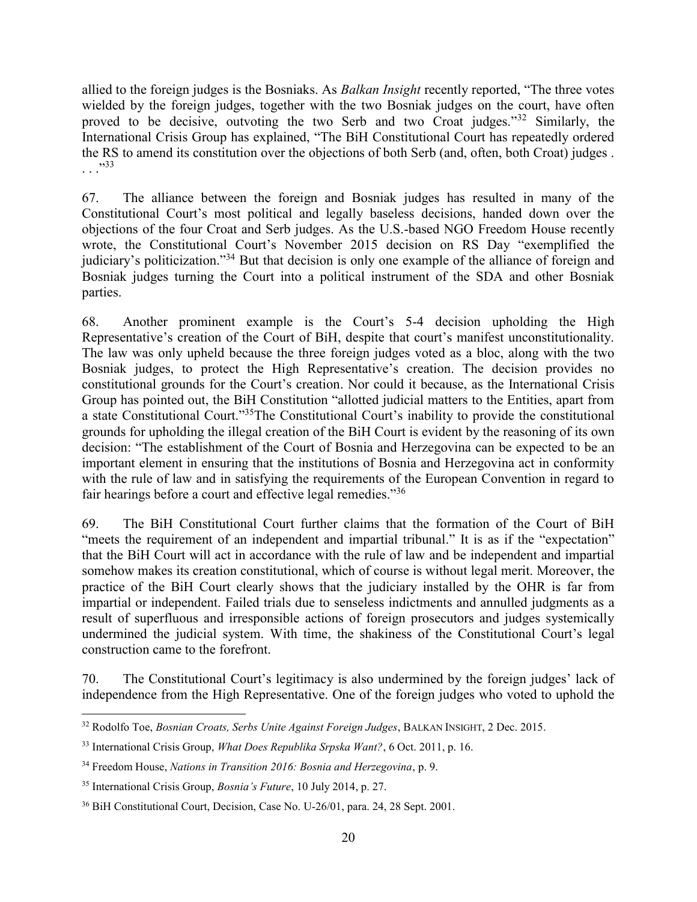allied to the foreign judges is the Bosniaks. As *Balkan Insight* recently reported, "The three votes wielded by the foreign judges, together with the two Bosniak judges on the court, have often proved to be decisive, outvoting the two Serb and two Croat judges."[32] Similarly, the International Crisis Group has explained, "The BiH Constitutional Court has repeatedly ordered the RS to amend its constitution over the objections of both Serb (and, often, both Croat) judges . . . ."[33]

67. The alliance between the foreign and Bosniak judges has resulted in many of the Constitutional Court's most political and legally baseless decisions, handed down over the objections of the four Croat and Serb judges. As the U.S.-based NGO Freedom House recently wrote, the Constitutional Court's November 2015 decision on RS Day "exemplified the judiciary's politicization."[34] But that decision is only one example of the alliance of foreign and Bosniak judges turning the Court into a political instrument of the SDA and other Bosniak parties.

68. Another prominent example is the Court's 5-4 decision upholding the High Representative's creation of the Court of BiH, despite that court's manifest unconstitutionality. The law was only upheld because the three foreign judges voted as a bloc, along with the two Bosniak judges, to protect the High Representative's creation. The decision provides no constitutional grounds for the Court's creation. Nor could it because, as the International Crisis Group has pointed out, the BiH Constitution "allotted judicial matters to the Entities, apart from a state Constitutional Court."[35]The Constitutional Court's inability to provide the constitutional grounds for upholding the illegal creation of the BiH Court is evident by the reasoning of its own decision: "The establishment of the Court of Bosnia and Herzegovina can be expected to be an important element in ensuring that the institutions of Bosnia and Herzegovina act in conformity with the rule of law and in satisfying the requirements of the European Convention in regard to fair hearings before a court and effective legal remedies."[36]

69. The BiH Constitutional Court further claims that the formation of the Court of BiH "meets the requirement of an independent and impartial tribunal." It is as if the "expectation" that the BiH Court will act in accordance with the rule of law and be independent and impartial somehow makes its creation constitutional, which of course is without legal merit. Moreover, the practice of the BiH Court clearly shows that the judiciary installed by the OHR is far from impartial or independent. Failed trials due to senseless indictments and annulled judgments as a result of superfluous and irresponsible actions of foreign prosecutors and judges systemically undermined the judicial system. With time, the shakiness of the Constitutional Court's legal construction came to the forefront.

70. The Constitutional Court's legitimacy is also undermined by the foreign judges' lack of independence from the High Representative. One of the foreign judges who voted to uphold the

---

[32] Rodolfo Toe, *Bosnian Croats, Serbs Unite Against Foreign Judges*, BALKAN INSIGHT, 2 Dec. 2015.

[33] International Crisis Group, *What Does Republika Srpska Want?*, 6 Oct. 2011, p. 16.

[34] Freedom House, *Nations in Transition 2016: Bosnia and Herzegovina*, p. 9.

[35] International Crisis Group, *Bosnia's Future*, 10 July 2014, p. 27.

[36] BiH Constitutional Court, Decision, Case No. U-26/01, para. 24, 28 Sept. 2001.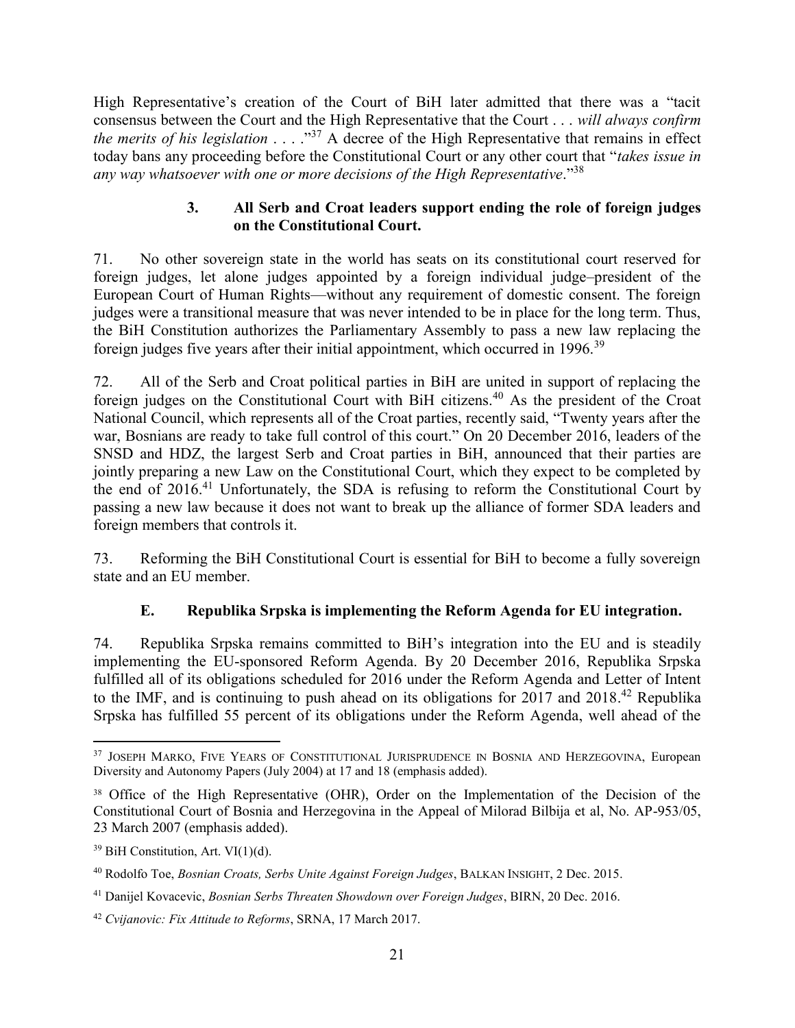High Representative's creation of the Court of BiH later admitted that there was a "tacit consensus between the Court and the High Representative that the Court . . . *will always confirm the merits of his legislation* . . . ."[37] A decree of the High Representative that remains in effect today bans any proceeding before the Constitutional Court or any other court that "*takes issue in any way whatsoever with one or more decisions of the High Representative*."[38]

#### 3. All Serb and Croat leaders support ending the role of foreign judges on the Constitutional Court.

71. No other sovereign state in the world has seats on its constitutional court reserved for foreign judges, let alone judges appointed by a foreign individual judge–president of the European Court of Human Rights—without any requirement of domestic consent. The foreign judges were a transitional measure that was never intended to be in place for the long term. Thus, the BiH Constitution authorizes the Parliamentary Assembly to pass a new law replacing the foreign judges five years after their initial appointment, which occurred in 1996.[39]

72. All of the Serb and Croat political parties in BiH are united in support of replacing the foreign judges on the Constitutional Court with BiH citizens.[40] As the president of the Croat National Council, which represents all of the Croat parties, recently said, "Twenty years after the war, Bosnians are ready to take full control of this court." On 20 December 2016, leaders of the SNSD and HDZ, the largest Serb and Croat parties in BiH, announced that their parties are jointly preparing a new Law on the Constitutional Court, which they expect to be completed by the end of 2016.[41] Unfortunately, the SDA is refusing to reform the Constitutional Court by passing a new law because it does not want to break up the alliance of former SDA leaders and foreign members that controls it.

73. Reforming the BiH Constitutional Court is essential for BiH to become a fully sovereign state and an EU member.

### E. Republika Srpska is implementing the Reform Agenda for EU integration.

74. Republika Srpska remains committed to BiH's integration into the EU and is steadily implementing the EU-sponsored Reform Agenda. By 20 December 2016, Republika Srpska fulfilled all of its obligations scheduled for 2016 under the Reform Agenda and Letter of Intent to the IMF, and is continuing to push ahead on its obligations for 2017 and 2018.[42] Republika Srpska has fulfilled 55 percent of its obligations under the Reform Agenda, well ahead of the

---

[37] JOSEPH MARKO, FIVE YEARS OF CONSTITUTIONAL JURISPRUDENCE IN BOSNIA AND HERZEGOVINA, European Diversity and Autonomy Papers (July 2004) at 17 and 18 (emphasis added).

[38] Office of the High Representative (OHR), Order on the Implementation of the Decision of the Constitutional Court of Bosnia and Herzegovina in the Appeal of Milorad Bilbija et al, No. AP-953/05, 23 March 2007 (emphasis added).

[39] BiH Constitution, Art. VI(1)(d).

[40] Rodolfo Toe, *Bosnian Croats, Serbs Unite Against Foreign Judges*, BALKAN INSIGHT, 2 Dec. 2015.

[41] Danijel Kovacevic, *Bosnian Serbs Threaten Showdown over Foreign Judges*, BIRN, 20 Dec. 2016.

[42] *Cvijanovic: Fix Attitude to Reforms*, SRNA, 17 March 2017.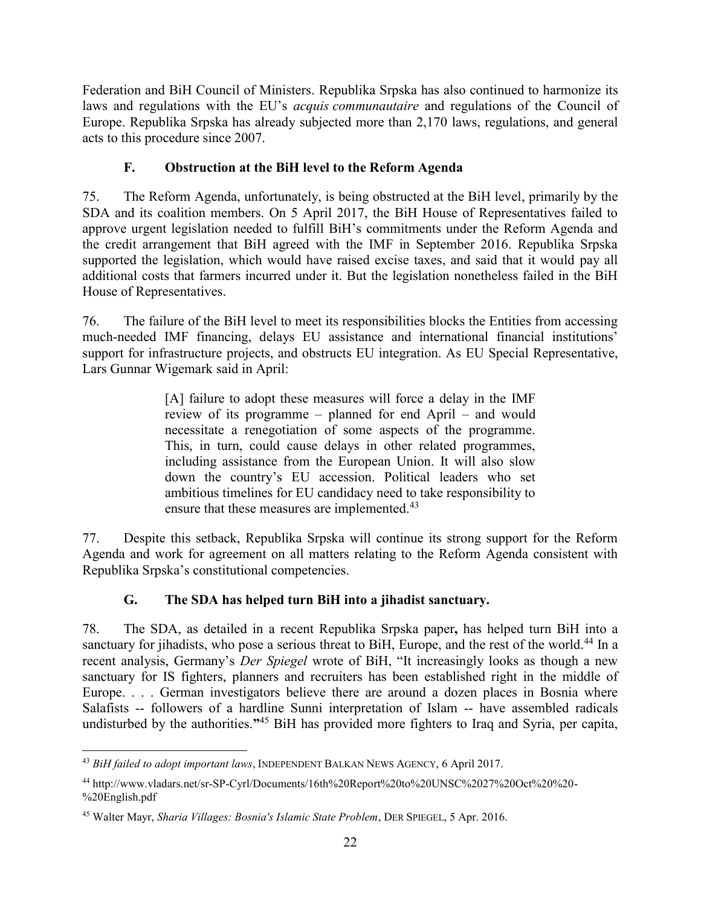Federation and BiH Council of Ministers. Republika Srpska has also continued to harmonize its laws and regulations with the EU's *acquis communautaire* and regulations of the Council of Europe. Republika Srpska has already subjected more than 2,170 laws, regulations, and general acts to this procedure since 2007.

### F. Obstruction at the BiH level to the Reform Agenda

75. The Reform Agenda, unfortunately, is being obstructed at the BiH level, primarily by the SDA and its coalition members. On 5 April 2017, the BiH House of Representatives failed to approve urgent legislation needed to fulfill BiH's commitments under the Reform Agenda and the credit arrangement that BiH agreed with the IMF in September 2016. Republika Srpska supported the legislation, which would have raised excise taxes, and said that it would pay all additional costs that farmers incurred under it. But the legislation nonetheless failed in the BiH House of Representatives.

76. The failure of the BiH level to meet its responsibilities blocks the Entities from accessing much-needed IMF financing, delays EU assistance and international financial institutions' support for infrastructure projects, and obstructs EU integration. As EU Special Representative, Lars Gunnar Wigemark said in April:

> [A] failure to adopt these measures will force a delay in the IMF review of its programme – planned for end April – and would necessitate a renegotiation of some aspects of the programme. This, in turn, could cause delays in other related programmes, including assistance from the European Union. It will also slow down the country's EU accession. Political leaders who set ambitious timelines for EU candidacy need to take responsibility to ensure that these measures are implemented.[43]

77. Despite this setback, Republika Srpska will continue its strong support for the Reform Agenda and work for agreement on all matters relating to the Reform Agenda consistent with Republika Srpska's constitutional competencies.

### G. The SDA has helped turn BiH into a jihadist sanctuary.

78. The SDA, as detailed in a recent Republika Srpska paper**,** has helped turn BiH into a sanctuary for jihadists, who pose a serious threat to BiH, Europe, and the rest of the world.[44] In a recent analysis, Germany's *Der Spiegel* wrote of BiH, "It increasingly looks as though a new sanctuary for IS fighters, planners and recruiters has been established right in the middle of Europe. . . . German investigators believe there are around a dozen places in Bosnia where Salafists -- followers of a hardline Sunni interpretation of Islam -- have assembled radicals undisturbed by the authorities.**"**[45] BiH has provided more fighters to Iraq and Syria, per capita,

---

[43] *BiH failed to adopt important laws*, INDEPENDENT BALKAN NEWS AGENCY, 6 April 2017.

[44] http://www.vladars.net/sr-SP-Cyrl/Documents/16th%20Report%20to%20UNSC%2027%20Oct%20%20-%20English.pdf

[45] Walter Mayr, *Sharia Villages: Bosnia's Islamic State Problem*, DER SPIEGEL, 5 Apr. 2016.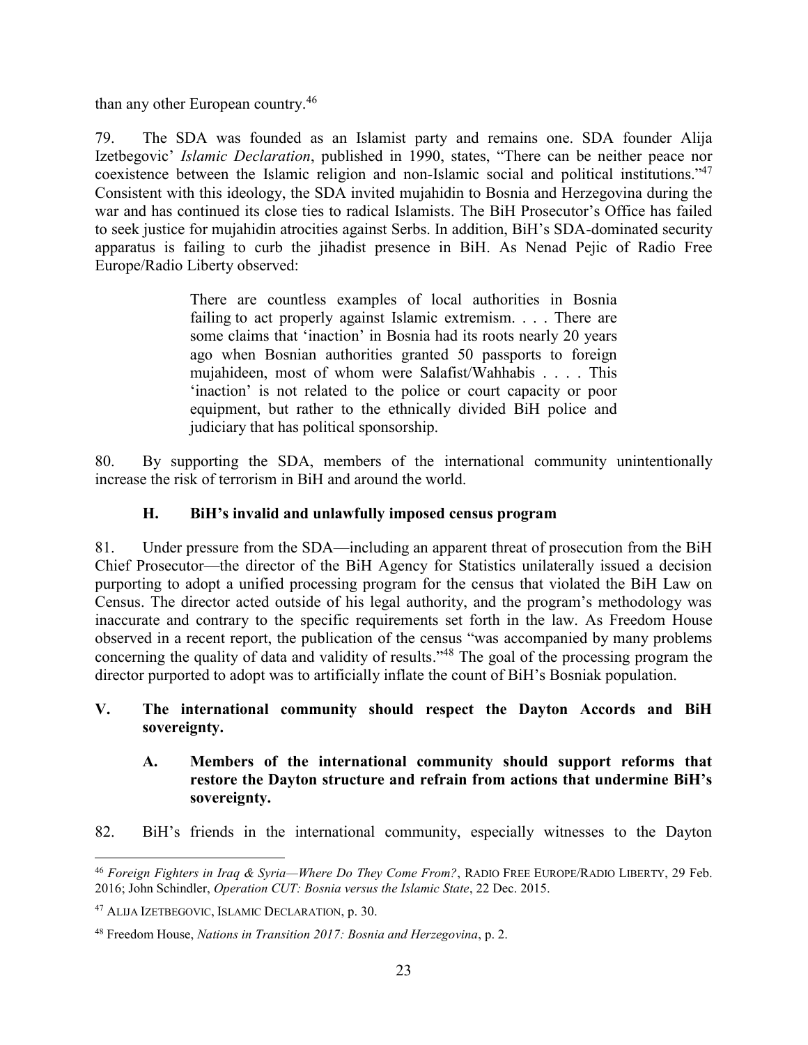than any other European country.[46]

79. The SDA was founded as an Islamist party and remains one. SDA founder Alija Izetbegovic' *Islamic Declaration*, published in 1990, states, "There can be neither peace nor coexistence between the Islamic religion and non-Islamic social and political institutions."[47] Consistent with this ideology, the SDA invited mujahidin to Bosnia and Herzegovina during the war and has continued its close ties to radical Islamists. The BiH Prosecutor's Office has failed to seek justice for mujahidin atrocities against Serbs. In addition, BiH's SDA-dominated security apparatus is failing to curb the jihadist presence in BiH. As Nenad Pejic of Radio Free Europe/Radio Liberty observed:

> There are countless examples of local authorities in Bosnia failing to act properly against Islamic extremism. . . . There are some claims that 'inaction' in Bosnia had its roots nearly 20 years ago when Bosnian authorities granted 50 passports to foreign mujahideen, most of whom were Salafist/Wahhabis . . . . This 'inaction' is not related to the police or court capacity or poor equipment, but rather to the ethnically divided BiH police and judiciary that has political sponsorship.

80. By supporting the SDA, members of the international community unintentionally increase the risk of terrorism in BiH and around the world.

### H. BiH's invalid and unlawfully imposed census program

81. Under pressure from the SDA—including an apparent threat of prosecution from the BiH Chief Prosecutor—the director of the BiH Agency for Statistics unilaterally issued a decision purporting to adopt a unified processing program for the census that violated the BiH Law on Census. The director acted outside of his legal authority, and the program's methodology was inaccurate and contrary to the specific requirements set forth in the law. As Freedom House observed in a recent report, the publication of the census "was accompanied by many problems concerning the quality of data and validity of results."[48] The goal of the processing program the director purported to adopt was to artificially inflate the count of BiH's Bosniak population.

## V. The international community should respect the Dayton Accords and BiH sovereignty.

### A. Members of the international community should support reforms that restore the Dayton structure and refrain from actions that undermine BiH's sovereignty.

82. BiH's friends in the international community, especially witnesses to the Dayton

---

[46] *Foreign Fighters in Iraq & Syria—Where Do They Come From?*, RADIO FREE EUROPE/RADIO LIBERTY, 29 Feb. 2016; John Schindler, *Operation CUT: Bosnia versus the Islamic State*, 22 Dec. 2015.

[47] ALIJA IZETBEGOVIC, ISLAMIC DECLARATION, p. 30.

[48] Freedom House, *Nations in Transition 2017: Bosnia and Herzegovina*, p. 2.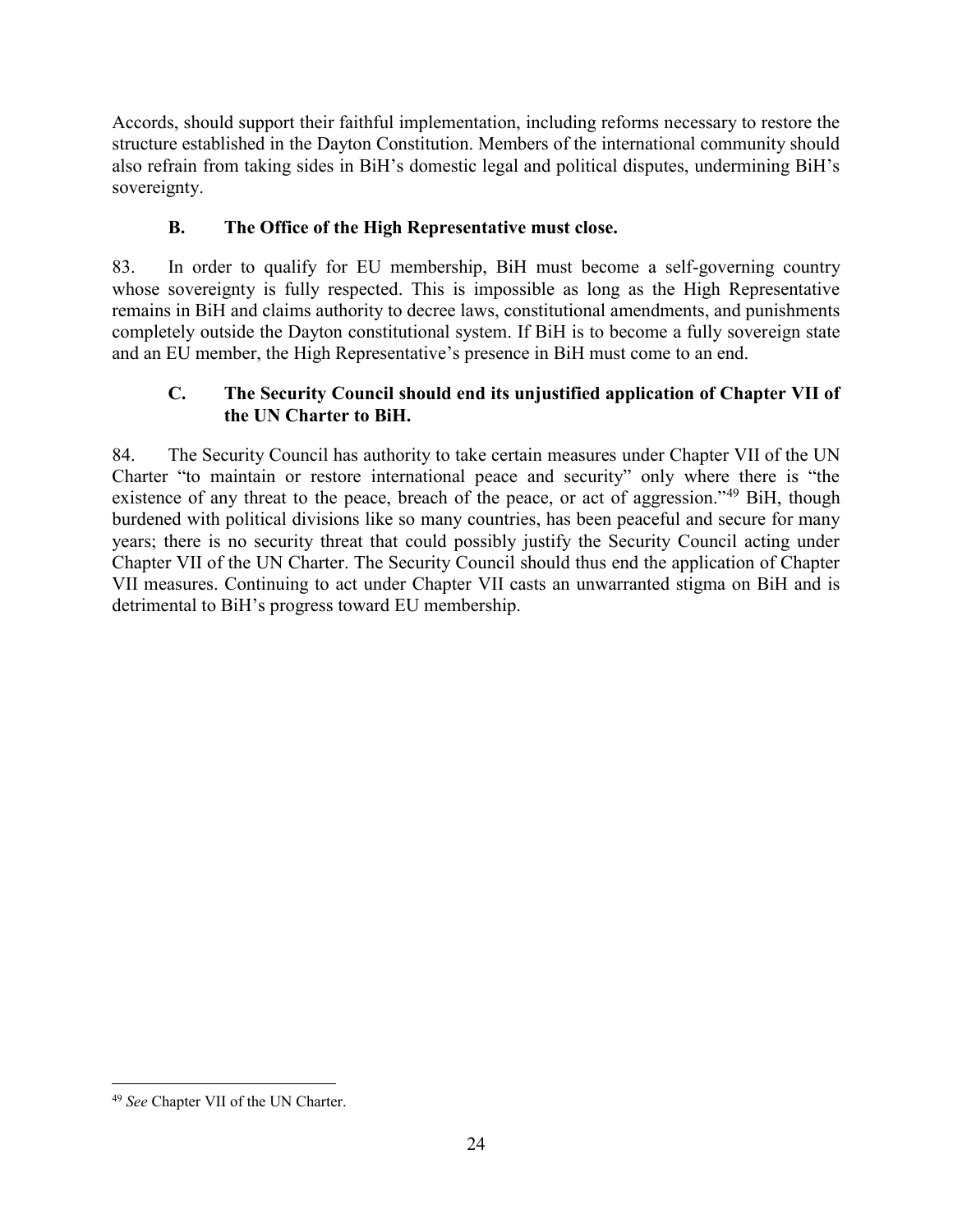Accords, should support their faithful implementation, including reforms necessary to restore the structure established in the Dayton Constitution. Members of the international community should also refrain from taking sides in BiH's domestic legal and political disputes, undermining BiH's sovereignty.

### B. The Office of the High Representative must close.

83. In order to qualify for EU membership, BiH must become a self-governing country whose sovereignty is fully respected. This is impossible as long as the High Representative remains in BiH and claims authority to decree laws, constitutional amendments, and punishments completely outside the Dayton constitutional system. If BiH is to become a fully sovereign state and an EU member, the High Representative's presence in BiH must come to an end.

### C. The Security Council should end its unjustified application of Chapter VII of the UN Charter to BiH.

84. The Security Council has authority to take certain measures under Chapter VII of the UN Charter "to maintain or restore international peace and security" only where there is "the existence of any threat to the peace, breach of the peace, or act of aggression."[49] BiH, though burdened with political divisions like so many countries, has been peaceful and secure for many years; there is no security threat that could possibly justify the Security Council acting under Chapter VII of the UN Charter. The Security Council should thus end the application of Chapter VII measures. Continuing to act under Chapter VII casts an unwarranted stigma on BiH and is detrimental to BiH's progress toward EU membership.

---

[49] *See* Chapter VII of the UN Charter.